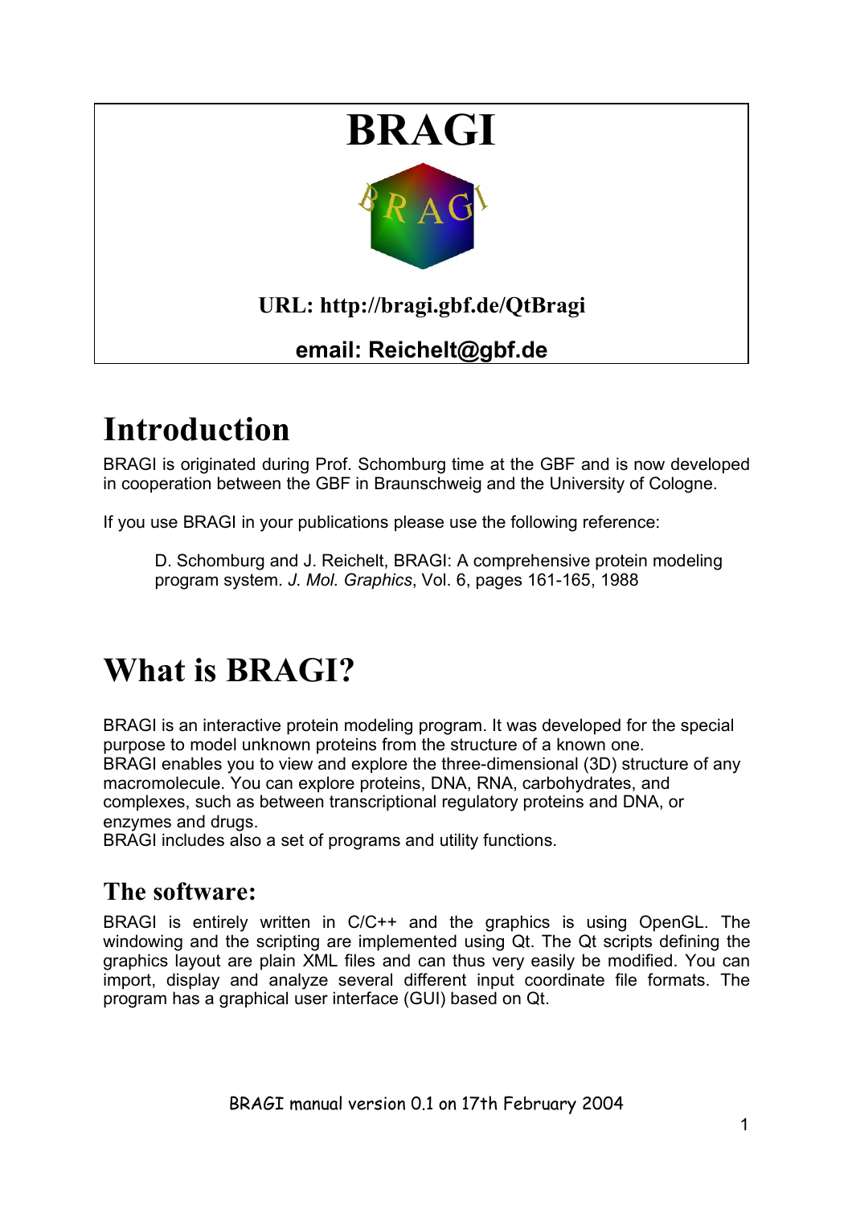# BRAGI

**URL: http://bragi.gbf.de/QtBragi**

**email: Reichelt@gbf.de**

# Introduction

BRAGI is originated during Prof. Schomburg time at the GBF and is now developed in cooperation between the GBF in Braunschweig and the University of Cologne.

If you use BRAGI in your publications please use the following reference:

> D. Schomburg and J. Reichelt, BRAGI: A comprehensive protein modeling program system. *J. Mol. Graphics*, Vol. 6, pages 161-165, 1988

# What is BRAGI?

BRAGI is an interactive protein modeling program. It was developed for the special purpose to model unknown proteins from the structure of a known one.
BRAGI enables you to view and explore the three-dimensional (3D) structure of any macromolecule. You can explore proteins, DNA, RNA, carbohydrates, and complexes, such as between transcriptional regulatory proteins and DNA, or enzymes and drugs.
BRAGI includes also a set of programs and utility functions.

## The software:

BRAGI is entirely written in C/C++ and the graphics is using OpenGL. The windowing and the scripting are implemented using Qt. The Qt scripts defining the graphics layout are plain XML files and can thus very easily be modified. You can import, display and analyze several different input coordinate file formats. The program has a graphical user interface (GUI) based on Qt.

BRAGI manual version 0.1 on 17th February 2004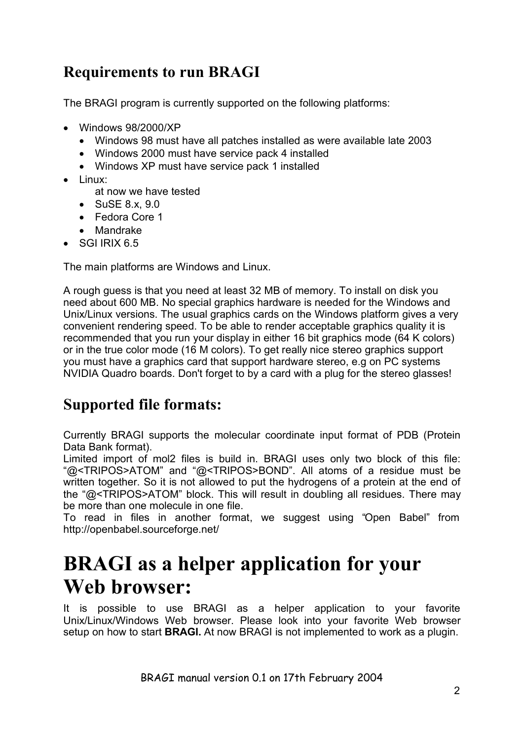## Requirements to run BRAGI

The BRAGI program is currently supported on the following platforms:

- Windows 98/2000/XP
  - Windows 98 must have all patches installed as were available late 2003
  - Windows 2000 must have service pack 4 installed
  - Windows XP must have service pack 1 installed
- Linux:
  at now we have tested
  - SuSE 8.x, 9.0
  - Fedora Core 1
  - Mandrake
- SGI IRIX 6.5

The main platforms are Windows and Linux.

A rough guess is that you need at least 32 MB of memory. To install on disk you need about 600 MB. No special graphics hardware is needed for the Windows and Unix/Linux versions. The usual graphics cards on the Windows platform gives a very convenient rendering speed. To be able to render acceptable graphics quality it is recommended that you run your display in either 16 bit graphics mode (64 K colors) or in the true color mode (16 M colors). To get really nice stereo graphics support you must have a graphics card that support hardware stereo, e.g on PC systems NVIDIA Quadro boards. Don't forget to by a card with a plug for the stereo glasses!

## Supported file formats:

Currently BRAGI supports the molecular coordinate input format of PDB (Protein Data Bank format).
Limited import of mol2 files is build in. BRAGI uses only two block of this file: “@<TRIPOS>ATOM” and “@<TRIPOS>BOND”. All atoms of a residue must be written together. So it is not allowed to put the hydrogens of a protein at the end of the “@<TRIPOS>ATOM” block. This will result in doubling all residues. There may be more than one molecule in one file.
To read in files in another format, we suggest using “Open Babel” from http://openbabel.sourceforge.net/

# BRAGI as a helper application for your Web browser:

It is possible to use BRAGI as a helper application to your favorite Unix/Linux/Windows Web browser. Please look into your favorite Web browser setup on how to start **BRAGI.** At now BRAGI is not implemented to work as a plugin.

BRAGI manual version 0.1 on 17th February 2004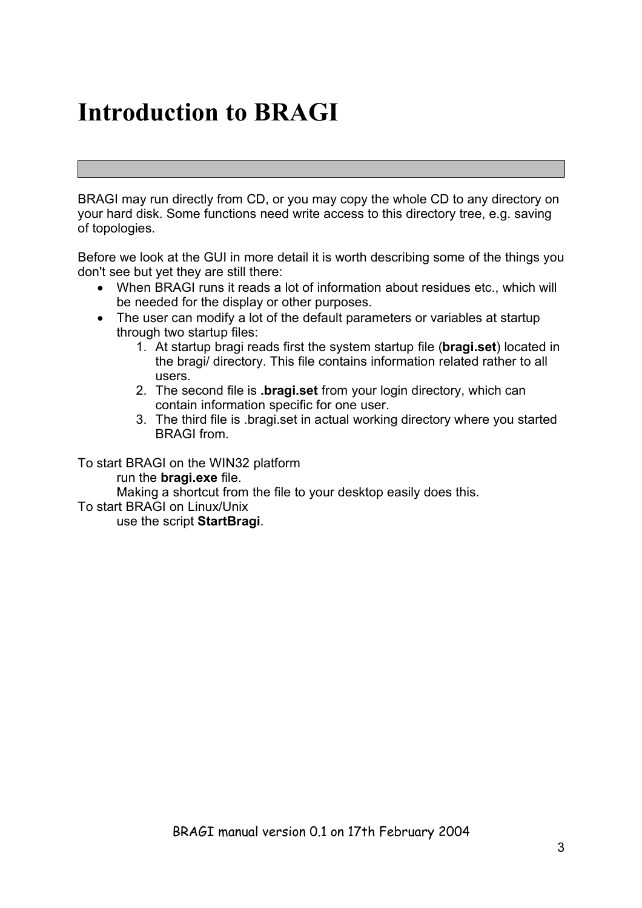# Introduction to BRAGI

BRAGI may run directly from CD, or you may copy the whole CD to any directory on your hard disk. Some functions need write access to this directory tree, e.g. saving of topologies.

Before we look at the GUI in more detail it is worth describing some of the things you don't see but yet they are still there:

- When BRAGI runs it reads a lot of information about residues etc., which will be needed for the display or other purposes.
- The user can modify a lot of the default parameters or variables at startup through two startup files:
    1. At startup bragi reads first the system startup file (**bragi.set**) located in the bragi/ directory. This file contains information related rather to all users.
    2. The second file is **.bragi.set** from your login directory, which can contain information specific for one user.
    3. The third file is .bragi.set in actual working directory where you started BRAGI from.

To start BRAGI on the WIN32 platform

run the **bragi.exe** file.

Making a shortcut from the file to your desktop easily does this.

To start BRAGI on Linux/Unix

use the script **StartBragi**.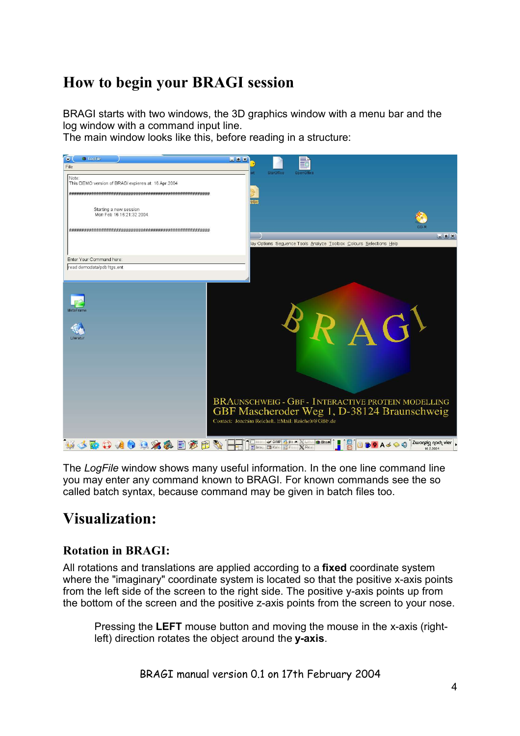# How to begin your BRAGI session

BRAGI starts with two windows, the 3D graphics window with a menu bar and the log window with a command input line.
The main window looks like this, before reading in a structure:

The *LogFile* window shows many useful information. In the one line command line you may enter any command known to BRAGI. For known commands see the so called batch syntax, because command may be given in batch files too.

# Visualization:

## Rotation in BRAGI:

All rotations and translations are applied according to a **fixed** coordinate system where the "imaginary" coordinate system is located so that the positive x-axis points from the left side of the screen to the right side. The positive y-axis points up from the bottom of the screen and the positive z-axis points from the screen to your nose.

> Pressing the **LEFT** mouse button and moving the mouse in the x-axis (right-left) direction rotates the object around the **y-axis**.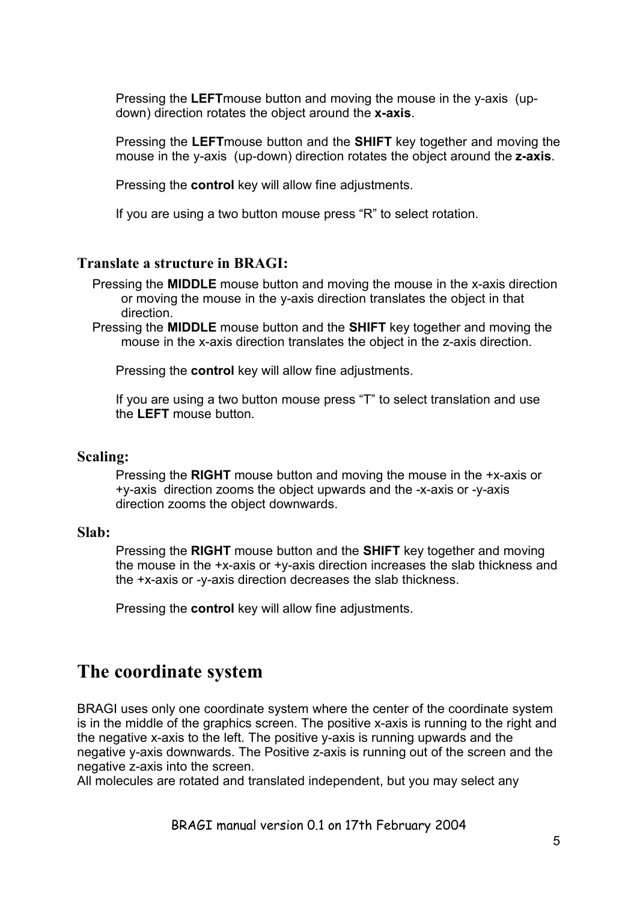Pressing the **LEFT**mouse button and moving the mouse in the y-axis (up-down) direction rotates the object around the **x-axis**.

Pressing the **LEFT**mouse button and the **SHIFT** key together and moving the mouse in the y-axis (up-down) direction rotates the object around the **z-axis**.

Pressing the **control** key will allow fine adjustments.

If you are using a two button mouse press “R” to select rotation.

### Translate a structure in BRAGI:

Pressing the **MIDDLE** mouse button and moving the mouse in the x-axis direction or moving the mouse in the y-axis direction translates the object in that direction.

Pressing the **MIDDLE** mouse button and the **SHIFT** key together and moving the mouse in the x-axis direction translates the object in the z-axis direction.

Pressing the **control** key will allow fine adjustments.

If you are using a two button mouse press “T” to select translation and use the **LEFT** mouse button.

### Scaling:

Pressing the **RIGHT** mouse button and moving the mouse in the +x-axis or +y-axis direction zooms the object upwards and the -x-axis or -y-axis direction zooms the object downwards.

### Slab:

Pressing the **RIGHT** mouse button and the **SHIFT** key together and moving the mouse in the +x-axis or +y-axis direction increases the slab thickness and the +x-axis or -y-axis direction decreases the slab thickness.

Pressing the **control** key will allow fine adjustments.

## The coordinate system

BRAGI uses only one coordinate system where the center of the coordinate system is in the middle of the graphics screen. The positive x-axis is running to the right and the negative x-axis to the left. The positive y-axis is running upwards and the negative y-axis downwards. The Positive z-axis is running out of the screen and the negative z-axis into the screen.
All molecules are rotated and translated independent, but you may select any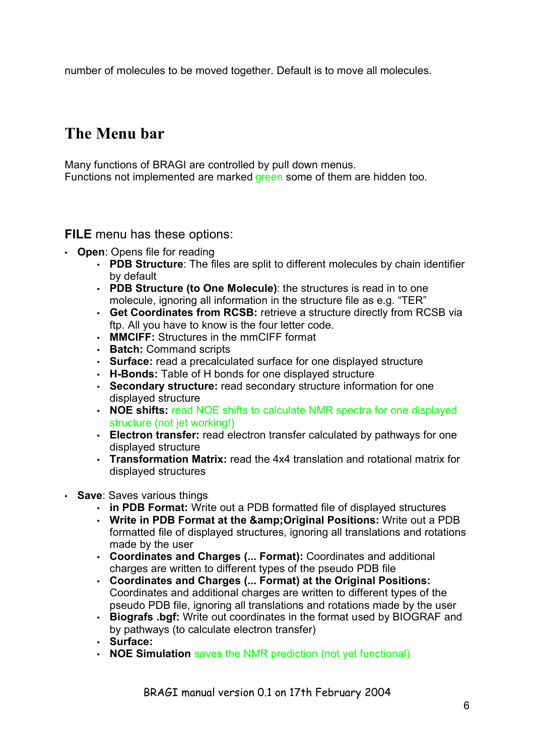number of molecules to be moved together. Default is to move all molecules.

## The Menu bar

Many functions of BRAGI are controlled by pull down menus.
Functions not implemented are marked green some of them are hidden too.

**FILE** menu has these options:

- **Open**: Opens file for reading
  - **PDB Structure**: The files are split to different molecules by chain identifier by default
  - **PDB Structure (to One Molecule)**: the structures is read in to one molecule, ignoring all information in the structure file as e.g. "TER"
  - **Get Coordinates from RCSB:** retrieve a structure directly from RCSB via ftp. All you have to know is the four letter code.
  - **MMCIFF:** Structures in the mmCIFF format
  - **Batch:** Command scripts
  - **Surface:** read a precalculated surface for one displayed structure
  - **H-Bonds:** Table of H bonds for one displayed structure
  - **Secondary structure:** read secondary structure information for one displayed structure
  - **NOE shifts:** read NOE shifts to calculate NMR spectra for one displayed structure (not jet working!)
  - **Electron transfer:** read electron transfer calculated by pathways for one displayed structure
  - **Transformation Matrix:** read the 4x4 translation and rotational matrix for displayed structures
- **Save**: Saves various things
  - **in PDB Format:** Write out a PDB formatted file of displayed structures
  - **Write in PDB Format at the &amp;Original Positions:** Write out a PDB formatted file of displayed structures, ignoring all translations and rotations made by the user
  - **Coordinates and Charges (... Format):** Coordinates and additional charges are written to different types of the pseudo PDB file
  - **Coordinates and Charges (... Format) at the Original Positions:** Coordinates and additional charges are written to different types of the pseudo PDB file, ignoring all translations and rotations made by the user
  - **Biografs .bgf:** Write out coordinates in the format used by BIOGRAF and by pathways (to calculate electron transfer)
  - **Surface:**
  - **NOE Simulation** saves the NMR prediction (not yet functional)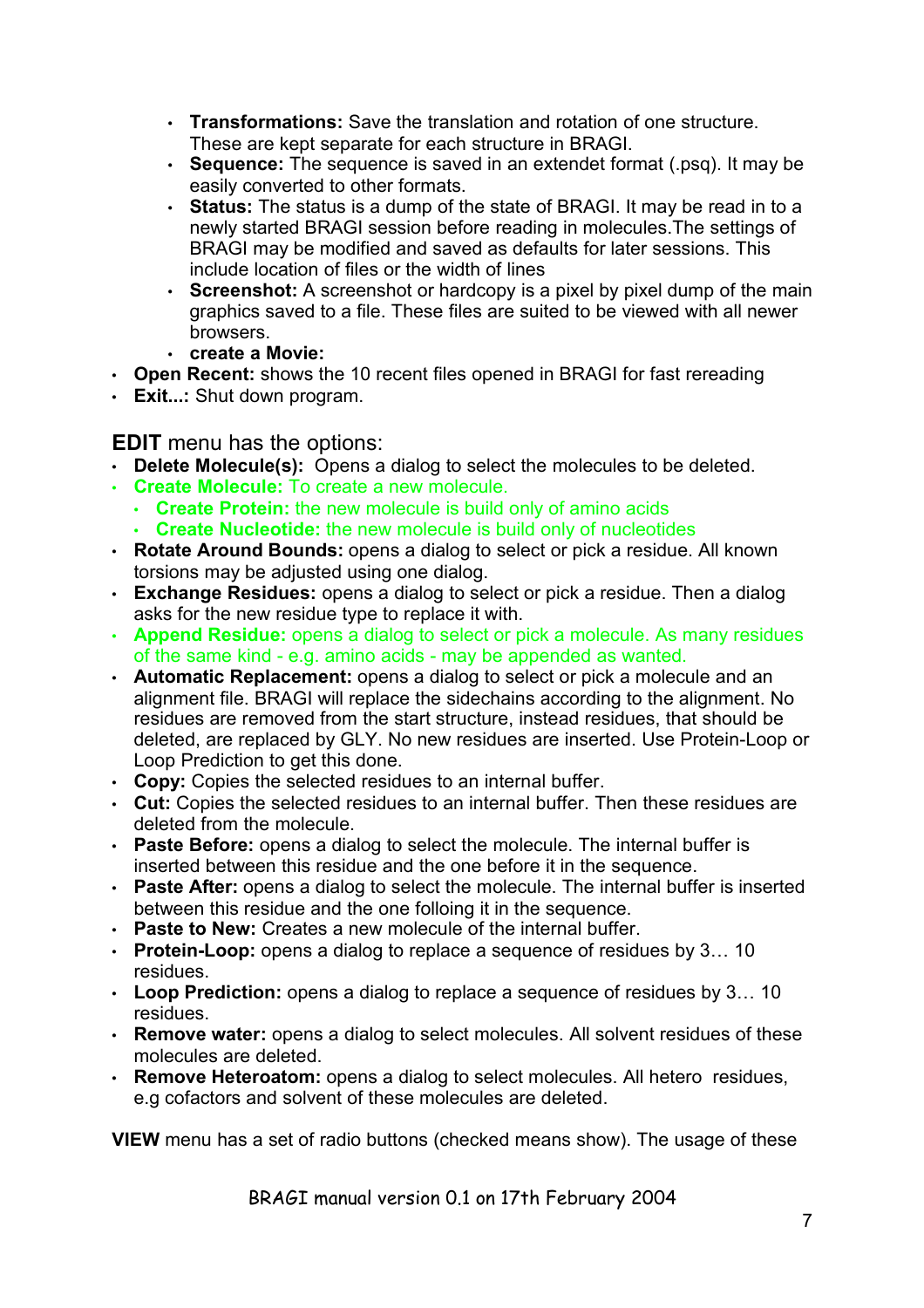- **Transformations:** Save the translation and rotation of one structure. These are kept separate for each structure in BRAGI.
  - **Sequence:** The sequence is saved in an extendet format (.psq). It may be easily converted to other formats.
  - **Status:** The status is a dump of the state of BRAGI. It may be read in to a newly started BRAGI session before reading in molecules.The settings of BRAGI may be modified and saved as defaults for later sessions. This include location of files or the width of lines
  - **Screenshot:** A screenshot or hardcopy is a pixel by pixel dump of the main graphics saved to a file. These files are suited to be viewed with all newer browsers.
  - **create a Movie:**
- **Open Recent:** shows the 10 recent files opened in BRAGI for fast rereading
- **Exit...:** Shut down program.

**EDIT** menu has the options:

- **Delete Molecule(s):** Opens a dialog to select the molecules to be deleted.
- **Create Molecule:** To create a new molecule.
  - **Create Protein:** the new molecule is build only of amino acids
  - **Create Nucleotide:** the new molecule is build only of nucleotides
- **Rotate Around Bounds:** opens a dialog to select or pick a residue. All known torsions may be adjusted using one dialog.
- **Exchange Residues:** opens a dialog to select or pick a residue. Then a dialog asks for the new residue type to replace it with.
- **Append Residue:** opens a dialog to select or pick a molecule. As many residues of the same kind - e.g. amino acids - may be appended as wanted.
- **Automatic Replacement:** opens a dialog to select or pick a molecule and an alignment file. BRAGI will replace the sidechains according to the alignment. No residues are removed from the start structure, instead residues, that should be deleted, are replaced by GLY. No new residues are inserted. Use Protein-Loop or Loop Prediction to get this done.
- **Copy:** Copies the selected residues to an internal buffer.
- **Cut:** Copies the selected residues to an internal buffer. Then these residues are deleted from the molecule.
- **Paste Before:** opens a dialog to select the molecule. The internal buffer is inserted between this residue and the one before it in the sequence.
- **Paste After:** opens a dialog to select the molecule. The internal buffer is inserted between this residue and the one folloing it in the sequence.
- **Paste to New:** Creates a new molecule of the internal buffer.
- **Protein-Loop:** opens a dialog to replace a sequence of residues by 3… 10 residues.
- **Loop Prediction:** opens a dialog to replace a sequence of residues by 3… 10 residues.
- **Remove water:** opens a dialog to select molecules. All solvent residues of these molecules are deleted.
- **Remove Heteroatom:** opens a dialog to select molecules. All hetero residues, e.g cofactors and solvent of these molecules are deleted.

**VIEW** menu has a set of radio buttons (checked means show). The usage of these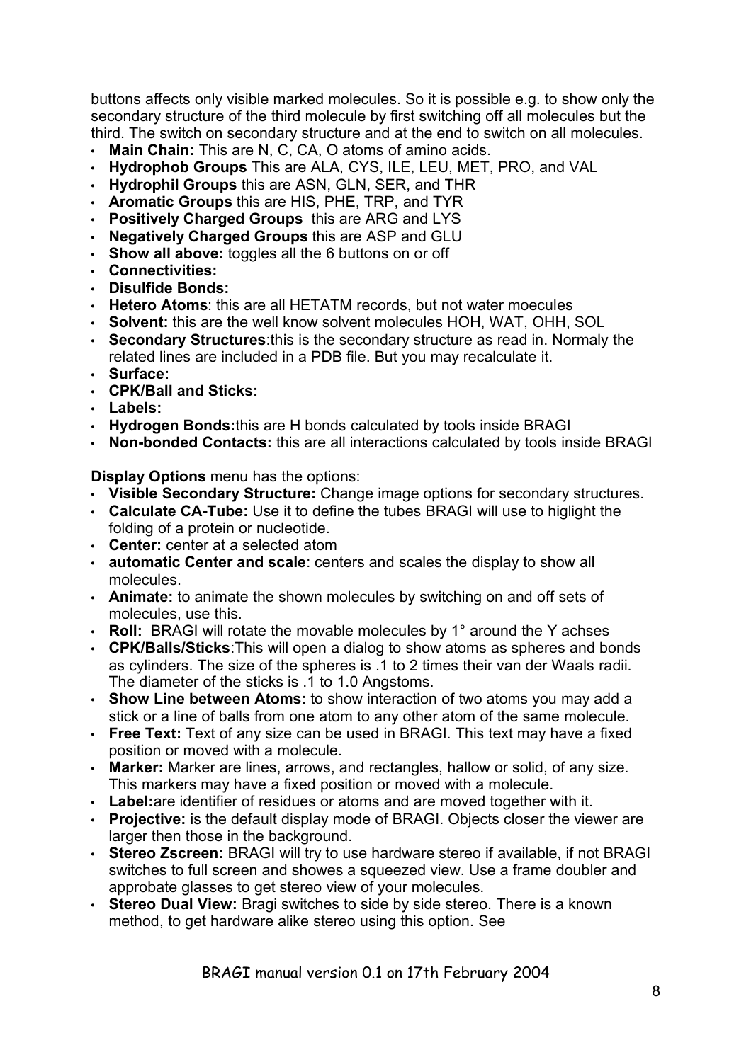buttons affects only visible marked molecules. So it is possible e.g. to show only the secondary structure of the third molecule by first switching off all molecules but the third. The switch on secondary structure and at the end to switch on all molecules.

- **Main Chain:** This are N, C, CA, O atoms of amino acids.
- **Hydrophob Groups** This are ALA, CYS, ILE, LEU, MET, PRO, and VAL
- **Hydrophil Groups** this are ASN, GLN, SER, and THR
- **Aromatic Groups** this are HIS, PHE, TRP, and TYR
- **Positively Charged Groups** this are ARG and LYS
- **Negatively Charged Groups** this are ASP and GLU
- **Show all above:** toggles all the 6 buttons on or off
- **Connectivities:**
- **Disulfide Bonds:**
- **Hetero Atoms**: this are all HETATM records, but not water moecules
- **Solvent:** this are the well know solvent molecules HOH, WAT, OHH, SOL
- **Secondary Structures**:this is the secondary structure as read in. Normaly the related lines are included in a PDB file. But you may recalculate it.
- **Surface:**
- **CPK/Ball and Sticks:**
- **Labels:**
- **Hydrogen Bonds:**this are H bonds calculated by tools inside BRAGI
- **Non-bonded Contacts:** this are all interactions calculated by tools inside BRAGI

**Display Options** menu has the options:

- **Visible Secondary Structure:** Change image options for secondary structures.
- **Calculate CA-Tube:** Use it to define the tubes BRAGI will use to higlight the folding of a protein or nucleotide.
- **Center:** center at a selected atom
- **automatic Center and scale**: centers and scales the display to show all molecules.
- **Animate:** to animate the shown molecules by switching on and off sets of molecules, use this.
- **Roll:** BRAGI will rotate the movable molecules by 1° around the Y achses
- **CPK/Balls/Sticks**:This will open a dialog to show atoms as spheres and bonds as cylinders. The size of the spheres is .1 to 2 times their van der Waals radii. The diameter of the sticks is .1 to 1.0 Angstoms.
- **Show Line between Atoms:** to show interaction of two atoms you may add a stick or a line of balls from one atom to any other atom of the same molecule.
- **Free Text:** Text of any size can be used in BRAGI. This text may have a fixed position or moved with a molecule.
- **Marker:** Marker are lines, arrows, and rectangles, hallow or solid, of any size. This markers may have a fixed position or moved with a molecule.
- **Label:**are identifier of residues or atoms and are moved together with it.
- **Projective:** is the default display mode of BRAGI. Objects closer the viewer are larger then those in the background.
- **Stereo Zscreen:** BRAGI will try to use hardware stereo if available, if not BRAGI switches to full screen and showes a squeezed view. Use a frame doubler and approbate glasses to get stereo view of your molecules.
- **Stereo Dual View:** Bragi switches to side by side stereo. There is a known method, to get hardware alike stereo using this option. See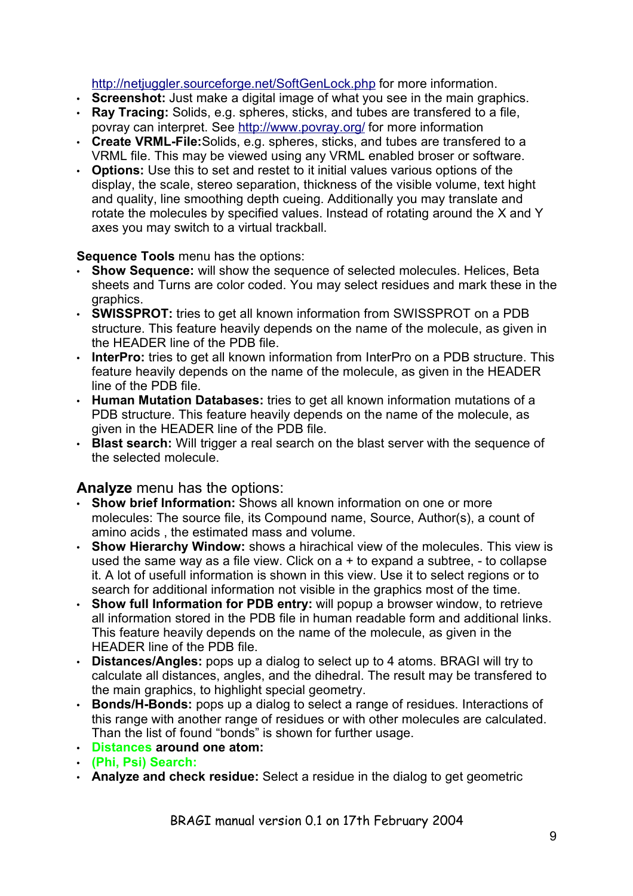http://netjuggler.sourceforge.net/SoftGenLock.php for more information.

- **Screenshot:** Just make a digital image of what you see in the main graphics.
- **Ray Tracing:** Solids, e.g. spheres, sticks, and tubes are transfered to a file, povray can interpret. See http://www.povray.org/ for more information
- **Create VRML-File:**Solids, e.g. spheres, sticks, and tubes are transfered to a VRML file. This may be viewed using any VRML enabled broser or software.
- **Options:** Use this to set and restet to it initial values various options of the display, the scale, stereo separation, thickness of the visible volume, text hight and quality, line smoothing depth cueing. Additionally you may translate and rotate the molecules by specified values. Instead of rotating around the X and Y axes you may switch to a virtual trackball.

**Sequence Tools** menu has the options:

- **Show Sequence:** will show the sequence of selected molecules. Helices, Beta sheets and Turns are color coded. You may select residues and mark these in the graphics.
- **SWISSPROT:** tries to get all known information from SWISSPROT on a PDB structure. This feature heavily depends on the name of the molecule, as given in the HEADER line of the PDB file.
- **InterPro:** tries to get all known information from InterPro on a PDB structure. This feature heavily depends on the name of the molecule, as given in the HEADER line of the PDB file.
- **Human Mutation Databases:** tries to get all known information mutations of a PDB structure. This feature heavily depends on the name of the molecule, as given in the HEADER line of the PDB file.
- **Blast search:** Will trigger a real search on the blast server with the sequence of the selected molecule.

## Analyze menu has the options:

- **Show brief Information:** Shows all known information on one or more molecules: The source file, its Compound name, Source, Author(s), a count of amino acids , the estimated mass and volume.
- **Show Hierarchy Window:** shows a hirachical view of the molecules. This view is used the same way as a file view. Click on a + to expand a subtree, - to collapse it. A lot of usefull information is shown in this view. Use it to select regions or to search for additional information not visible in the graphics most of the time.
- **Show full Information for PDB entry:** will popup a browser window, to retrieve all information stored in the PDB file in human readable form and additional links. This feature heavily depends on the name of the molecule, as given in the HEADER line of the PDB file.
- **Distances/Angles:** pops up a dialog to select up to 4 atoms. BRAGI will try to calculate all distances, angles, and the dihedral. The result may be transfered to the main graphics, to highlight special geometry.
- **Bonds/H-Bonds:** pops up a dialog to select a range of residues. Interactions of this range with another range of residues or with other molecules are calculated. Than the list of found “bonds” is shown for further usage.
- **Distances around one atom:**
- **(Phi, Psi) Search:**
- **Analyze and check residue:** Select a residue in the dialog to get geometric

BRAGI manual version 0.1 on 17th February 2004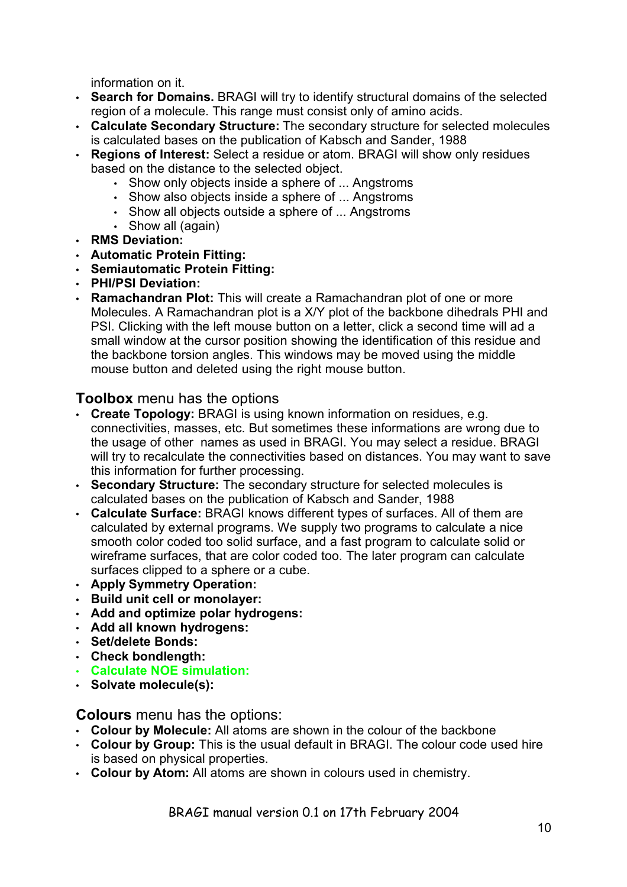information on it.

- **Search for Domains.** BRAGI will try to identify structural domains of the selected region of a molecule. This range must consist only of amino acids.
- **Calculate Secondary Structure:** The secondary structure for selected molecules is calculated bases on the publication of Kabsch and Sander, 1988
- **Regions of Interest:** Select a residue or atom. BRAGI will show only residues based on the distance to the selected object.
  - Show only objects inside a sphere of ... Angstroms
  - Show also objects inside a sphere of ... Angstroms
  - Show all objects outside a sphere of ... Angstroms
  - Show all (again)
- **RMS Deviation:**
- **Automatic Protein Fitting:**
- **Semiautomatic Protein Fitting:**
- **PHI/PSI Deviation:**
- **Ramachandran Plot:** This will create a Ramachandran plot of one or more Molecules. A Ramachandran plot is a X/Y plot of the backbone dihedrals PHI and PSI. Clicking with the left mouse button on a letter, click a second time will ad a small window at the cursor position showing the identification of this residue and the backbone torsion angles. This windows may be moved using the middle mouse button and deleted using the right mouse button.

**Toolbox** menu has the options

- **Create Topology:** BRAGI is using known information on residues, e.g. connectivities, masses, etc. But sometimes these informations are wrong due to the usage of other names as used in BRAGI. You may select a residue. BRAGI will try to recalculate the connectivities based on distances. You may want to save this information for further processing.
- **Secondary Structure:** The secondary structure for selected molecules is calculated bases on the publication of Kabsch and Sander, 1988
- **Calculate Surface:** BRAGI knows different types of surfaces. All of them are calculated by external programs. We supply two programs to calculate a nice smooth color coded too solid surface, and a fast program to calculate solid or wireframe surfaces, that are color coded too. The later program can calculate surfaces clipped to a sphere or a cube.
- **Apply Symmetry Operation:**
- **Build unit cell or monolayer:**
- **Add and optimize polar hydrogens:**
- **Add all known hydrogens:**
- **Set/delete Bonds:**
- **Check bondlength:**
- **Calculate NOE simulation:**
- **Solvate molecule(s):**

**Colours** menu has the options:

- **Colour by Molecule:** All atoms are shown in the colour of the backbone
- **Colour by Group:** This is the usual default in BRAGI. The colour code used hire is based on physical properties.
- **Colour by Atom:** All atoms are shown in colours used in chemistry.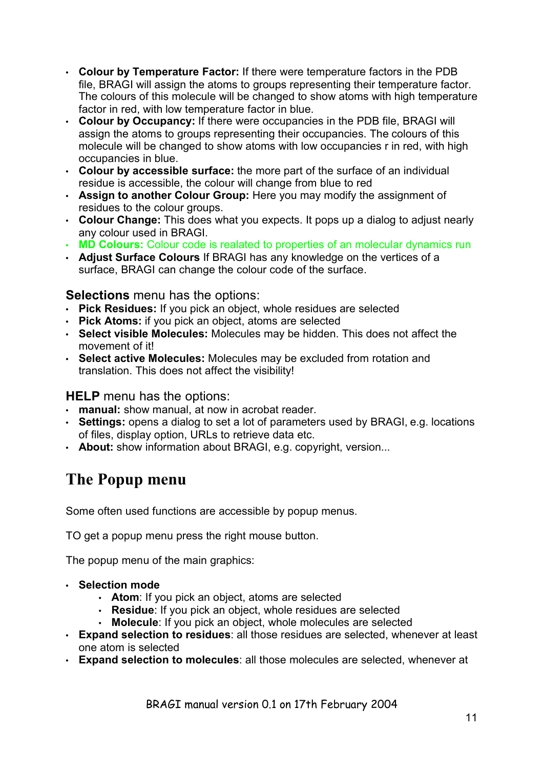- **Colour by Temperature Factor:** If there were temperature factors in the PDB file, BRAGI will assign the atoms to groups representing their temperature factor. The colours of this molecule will be changed to show atoms with high temperature factor in red, with low temperature factor in blue.
- **Colour by Occupancy:** If there were occupancies in the PDB file, BRAGI will assign the atoms to groups representing their occupancies. The colours of this molecule will be changed to show atoms with low occupancies r in red, with high occupancies in blue.
- **Colour by accessible surface:** the more part of the surface of an individual residue is accessible, the colour will change from blue to red
- **Assign to another Colour Group:** Here you may modify the assignment of residues to the colour groups.
- **Colour Change:** This does what you expects. It pops up a dialog to adjust nearly any colour used in BRAGI.
- **MD Colours:** Colour code is realated to properties of an molecular dynamics run
- **Adjust Surface Colours** If BRAGI has any knowledge on the vertices of a surface, BRAGI can change the colour code of the surface.

**Selections** menu has the options:

- **Pick Residues:** If you pick an object, whole residues are selected
- **Pick Atoms:** if you pick an object, atoms are selected
- **Select visible Molecules:** Molecules may be hidden. This does not affect the movement of it!
- **Select active Molecules:** Molecules may be excluded from rotation and translation. This does not affect the visibility!

**HELP** menu has the options:

- **manual:** show manual, at now in acrobat reader.
- **Settings:** opens a dialog to set a lot of parameters used by BRAGI, e.g. locations of files, display option, URLs to retrieve data etc.
- **About:** show information about BRAGI, e.g. copyright, version...

## The Popup menu

Some often used functions are accessible by popup menus.

TO get a popup menu press the right mouse button.

The popup menu of the main graphics:

- **Selection mode**
  - **Atom**: If you pick an object, atoms are selected
  - **Residue**: If you pick an object, whole residues are selected
  - **Molecule**: If you pick an object, whole molecules are selected
- **Expand selection to residues**: all those residues are selected, whenever at least one atom is selected
- **Expand selection to molecules**: all those molecules are selected, whenever at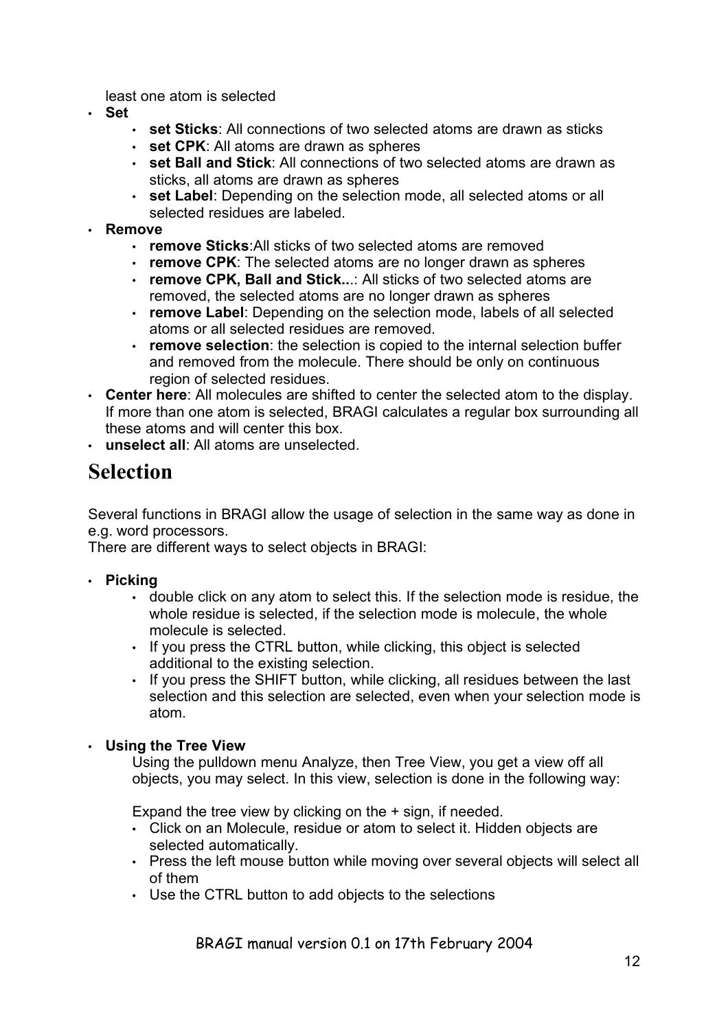least one atom is selected

- **Set**
  - **set Sticks**: All connections of two selected atoms are drawn as sticks
  - **set CPK**: All atoms are drawn as spheres
  - **set Ball and Stick**: All connections of two selected atoms are drawn as sticks, all atoms are drawn as spheres
  - **set Label**: Depending on the selection mode, all selected atoms or all selected residues are labeled.
- **Remove**
  - **remove Sticks**:All sticks of two selected atoms are removed
  - **remove CPK**: The selected atoms are no longer drawn as spheres
  - **remove CPK, Ball and Stick...**: All sticks of two selected atoms are removed, the selected atoms are no longer drawn as spheres
  - **remove Label**: Depending on the selection mode, labels of all selected atoms or all selected residues are removed.
  - **remove selection**: the selection is copied to the internal selection buffer and removed from the molecule. There should be only on continuous region of selected residues.
- **Center here**: All molecules are shifted to center the selected atom to the display. If more than one atom is selected, BRAGI calculates a regular box surrounding all these atoms and will center this box.
- **unselect all**: All atoms are unselected.

# Selection

Several functions in BRAGI allow the usage of selection in the same way as done in e.g. word processors.
There are different ways to select objects in BRAGI:

- **Picking**
  - double click on any atom to select this. If the selection mode is residue, the whole residue is selected, if the selection mode is molecule, the whole molecule is selected.
  - If you press the CTRL button, while clicking, this object is selected additional to the existing selection.
  - If you press the SHIFT button, while clicking, all residues between the last selection and this selection are selected, even when your selection mode is atom.

- **Using the Tree View**

  Using the pulldown menu Analyze, then Tree View, you get a view off all objects, you may select. In this view, selection is done in the following way:

  Expand the tree view by clicking on the + sign, if needed.
  - Click on an Molecule, residue or atom to select it. Hidden objects are selected automatically.
  - Press the left mouse button while moving over several objects will select all of them
  - Use the CTRL button to add objects to the selections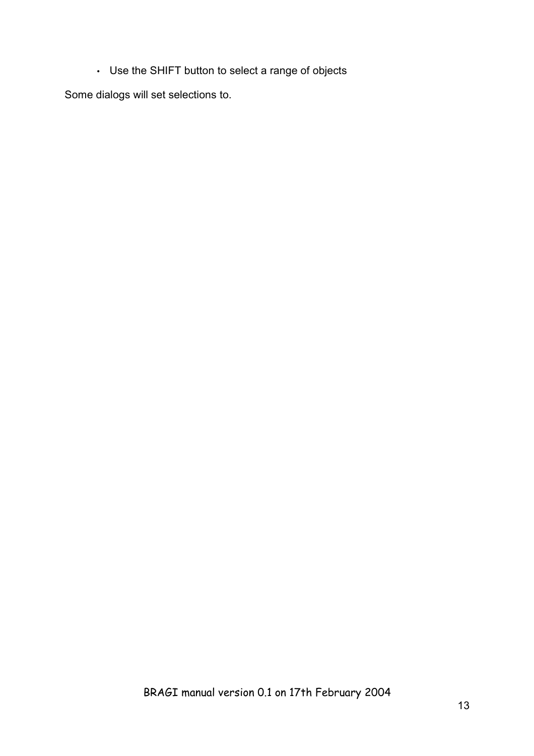- Use the SHIFT button to select a range of objects

Some dialogs will set selections to.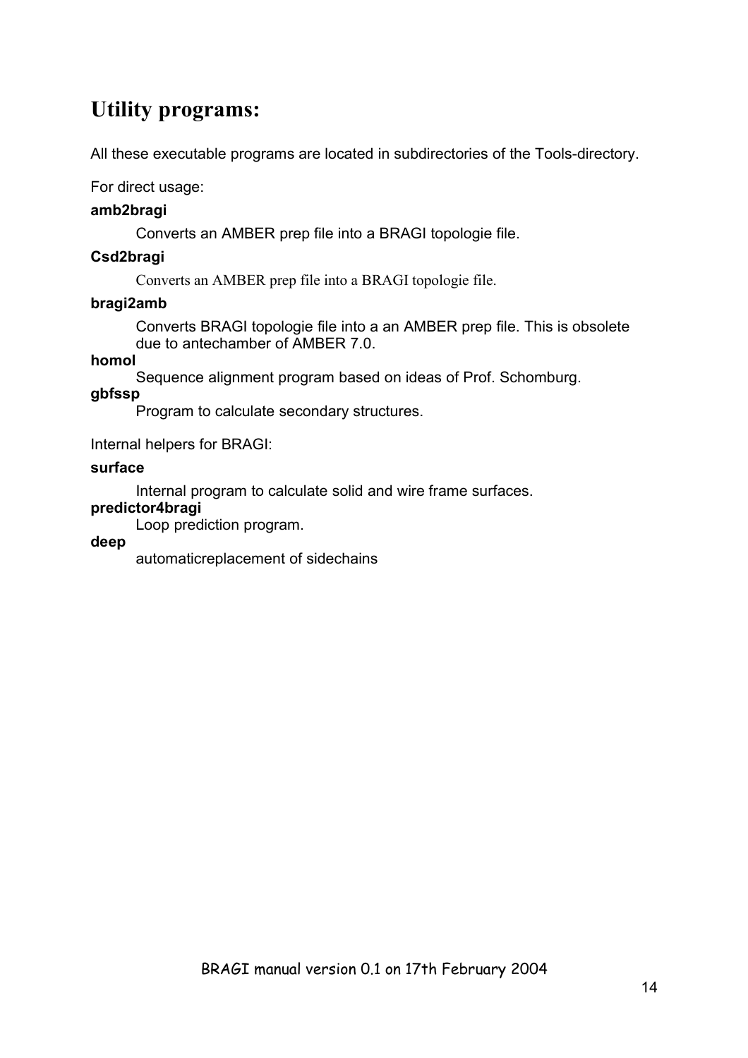## Utility programs:

All these executable programs are located in subdirectories of the Tools-directory.

For direct usage:

**amb2bragi**

Converts an AMBER prep file into a BRAGI topologie file.

**Csd2bragi**

Converts an AMBER prep file into a BRAGI topologie file.

**bragi2amb**

Converts BRAGI topologie file into a an AMBER prep file. This is obsolete due to antechamber of AMBER 7.0.

**homol**

Sequence alignment program based on ideas of Prof. Schomburg.

**gbfssp**

Program to calculate secondary structures.

Internal helpers for BRAGI:

**surface**

Internal program to calculate solid and wire frame surfaces.

**predictor4bragi**

Loop prediction program.

**deep**

automaticreplacement of sidechains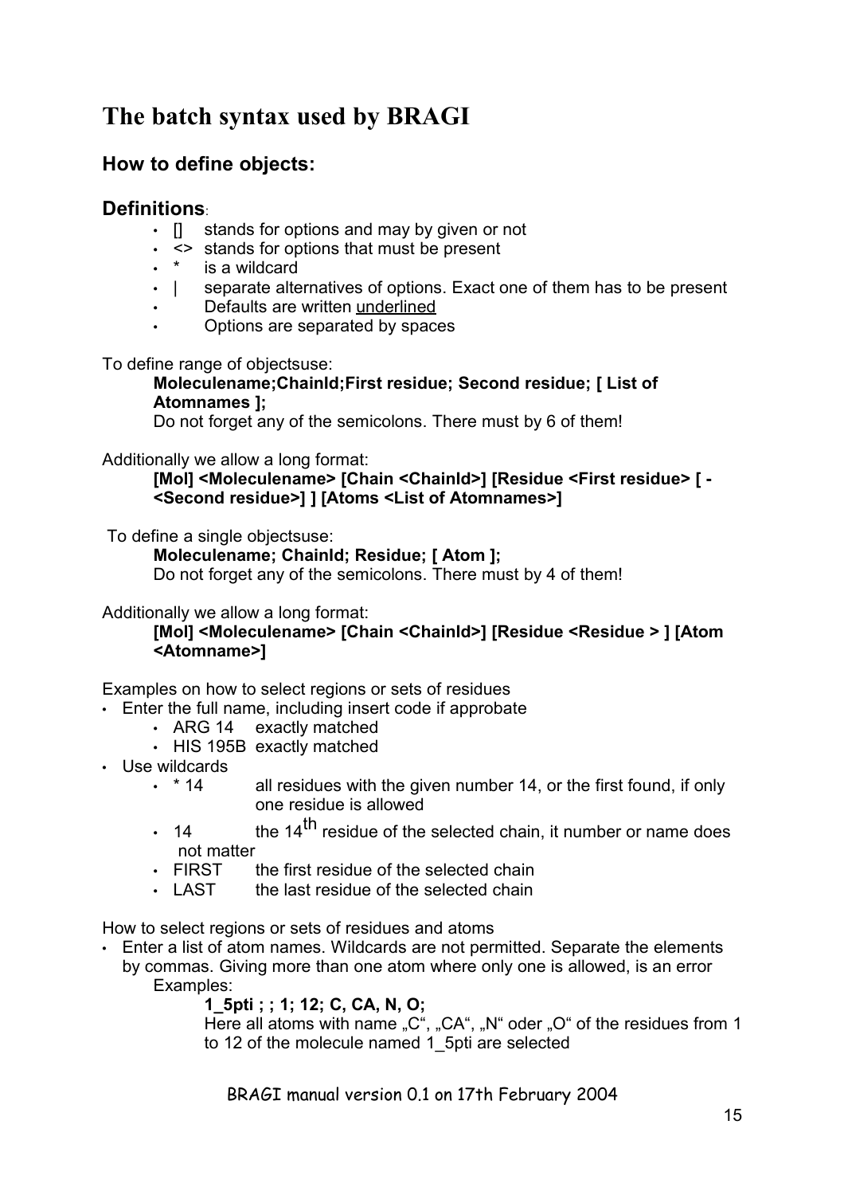# The batch syntax used by BRAGI

## How to define objects:

## Definitions:

- [] stands for options and may by given or not
- <> stands for options that must be present
- * is a wildcard
- | separate alternatives of options. Exact one of them has to be present
- Defaults are written <u>underlined</u>
- Options are separated by spaces

To define range of objectsuse:

> **Moleculename;ChainId;First residue; Second residue; [ List of Atomnames ];**
>
> Do not forget any of the semicolons. There must by 6 of them!

Additionally we allow a long format:

> **[Mol] <Moleculename> [Chain <ChainId>] [Residue <First residue> [ - <Second residue>] ] [Atoms <List of Atomnames>]**

To define a single objectsuse:

> **Moleculename; ChainId; Residue; [ Atom ];**
>
> Do not forget any of the semicolons. There must by 4 of them!

Additionally we allow a long format:

> **[Mol] <Moleculename> [Chain <ChainId>] [Residue <Residue > ] [Atom <Atomname>]**

Examples on how to select regions or sets of residues

- Enter the full name, including insert code if approbate
  - ARG 14 exactly matched
  - HIS 195B exactly matched
- Use wildcards
  - * 14 all residues with the given number 14, or the first found, if only one residue is allowed
  - 14 the 14th residue of the selected chain, it number or name does not matter
  - FIRST the first residue of the selected chain
  - LAST the last residue of the selected chain

How to select regions or sets of residues and atoms

- Enter a list of atom names. Wildcards are not permitted. Separate the elements by commas. Giving more than one atom where only one is allowed, is an error

  Examples:

  > **1_5pti ; ; 1; 12; C, CA, N, O;**
  >
  > Here all atoms with name „C", „CA", „N" oder „O" of the residues from 1 to 12 of the molecule named 1_5pti are selected

BRAGI manual version 0.1 on 17th February 2004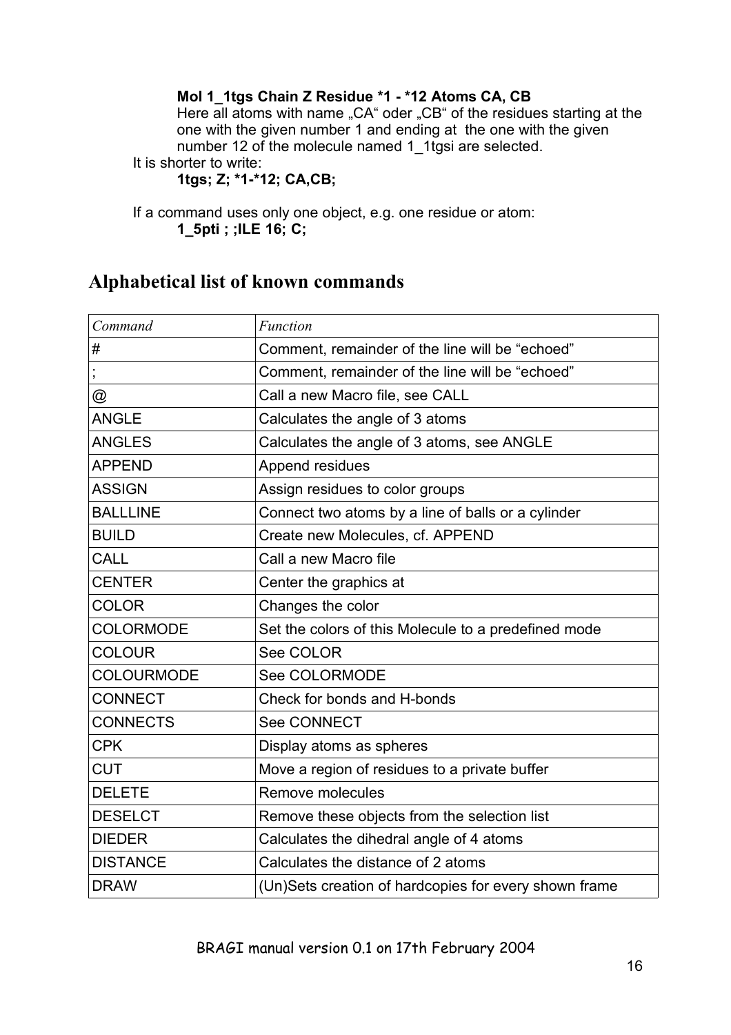**Mol 1_1tgs Chain Z Residue *1 - *12 Atoms CA, CB**

Here all atoms with name „CA“ oder „CB“ of the residues starting at the one with the given number 1 and ending at the one with the given number 12 of the molecule named 1_1tgsi are selected.

It is shorter to write:

**1tgs; Z; *1-*12; CA,CB;**

If a command uses only one object, e.g. one residue or atom:

**1_5pti ; ;ILE 16; C;**

## Alphabetical list of known commands

| *Command* | *Function* |
|---|---|
| # | Comment, remainder of the line will be “echoed” |
| ; | Comment, remainder of the line will be “echoed” |
| @ | Call a new Macro file, see CALL |
| ANGLE | Calculates the angle of 3 atoms |
| ANGLES | Calculates the angle of 3 atoms, see ANGLE |
| APPEND | Append residues |
| ASSIGN | Assign residues to color groups |
| BALLLINE | Connect two atoms by a line of balls or a cylinder |
| BUILD | Create new Molecules, cf. APPEND |
| CALL | Call a new Macro file |
| CENTER | Center the graphics at |
| COLOR | Changes the color |
| COLORMODE | Set the colors of this Molecule to a predefined mode |
| COLOUR | See COLOR |
| COLOURMODE | See COLORMODE |
| CONNECT | Check for bonds and H-bonds |
| CONNECTS | See CONNECT |
| CPK | Display atoms as spheres |
| CUT | Move a region of residues to a private buffer |
| DELETE | Remove molecules |
| DESELCT | Remove these objects from the selection list |
| DIEDER | Calculates the dihedral angle of 4 atoms |
| DISTANCE | Calculates the distance of 2 atoms |
| DRAW | (Un)Sets creation of hardcopies for every shown frame |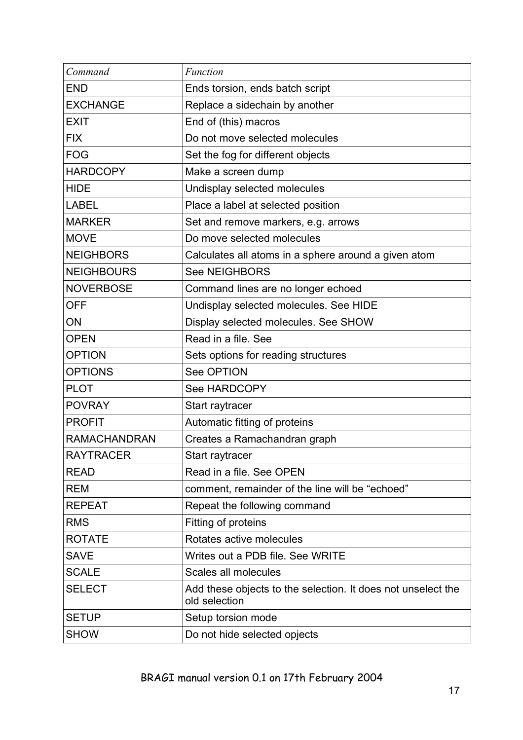| *Command* | *Function* |
| --- | --- |
| END | Ends torsion, ends batch script |
| EXCHANGE | Replace a sidechain by another |
| EXIT | End of (this) macros |
| FIX | Do not move selected molecules |
| FOG | Set the fog for different objects |
| HARDCOPY | Make a screen dump |
| HIDE | Undisplay selected molecules |
| LABEL | Place a label at selected position |
| MARKER | Set and remove markers, e.g. arrows |
| MOVE | Do move selected molecules |
| NEIGHBORS | Calculates all atoms in a sphere around a given atom |
| NEIGHBOURS | See NEIGHBORS |
| NOVERBOSE | Command lines are no longer echoed |
| OFF | Undisplay selected molecules. See HIDE |
| ON | Display selected molecules. See SHOW |
| OPEN | Read in a file. See |
| OPTION | Sets options for reading structures |
| OPTIONS | See OPTION |
| PLOT | See HARDCOPY |
| POVRAY | Start raytracer |
| PROFIT | Automatic fitting of proteins |
| RAMACHANDRAN | Creates a Ramachandran graph |
| RAYTRACER | Start raytracer |
| READ | Read in a file. See OPEN |
| REM | comment, remainder of the line will be "echoed" |
| REPEAT | Repeat the following command |
| RMS | Fitting of proteins |
| ROTATE | Rotates active molecules |
| SAVE | Writes out a PDB file. See WRITE |
| SCALE | Scales all molecules |
| SELECT | Add these objects to the selection. It does not unselect the old selection |
| SETUP | Setup torsion mode |
| SHOW | Do not hide selected opjects |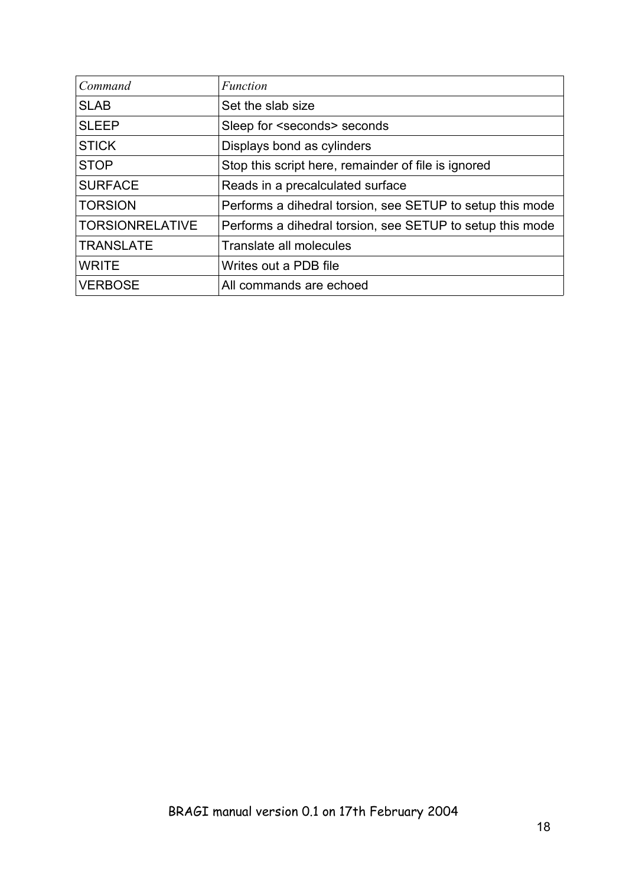| *Command* | *Function* |
| --- | --- |
| SLAB | Set the slab size |
| SLEEP | Sleep for <seconds> seconds |
| STICK | Displays bond as cylinders |
| STOP | Stop this script here, remainder of file is ignored |
| SURFACE | Reads in a precalculated surface |
| TORSION | Performs a dihedral torsion, see SETUP to setup this mode |
| TORSIONRELATIVE | Performs a dihedral torsion, see SETUP to setup this mode |
| TRANSLATE | Translate all molecules |
| WRITE | Writes out a PDB file |
| VERBOSE | All commands are echoed |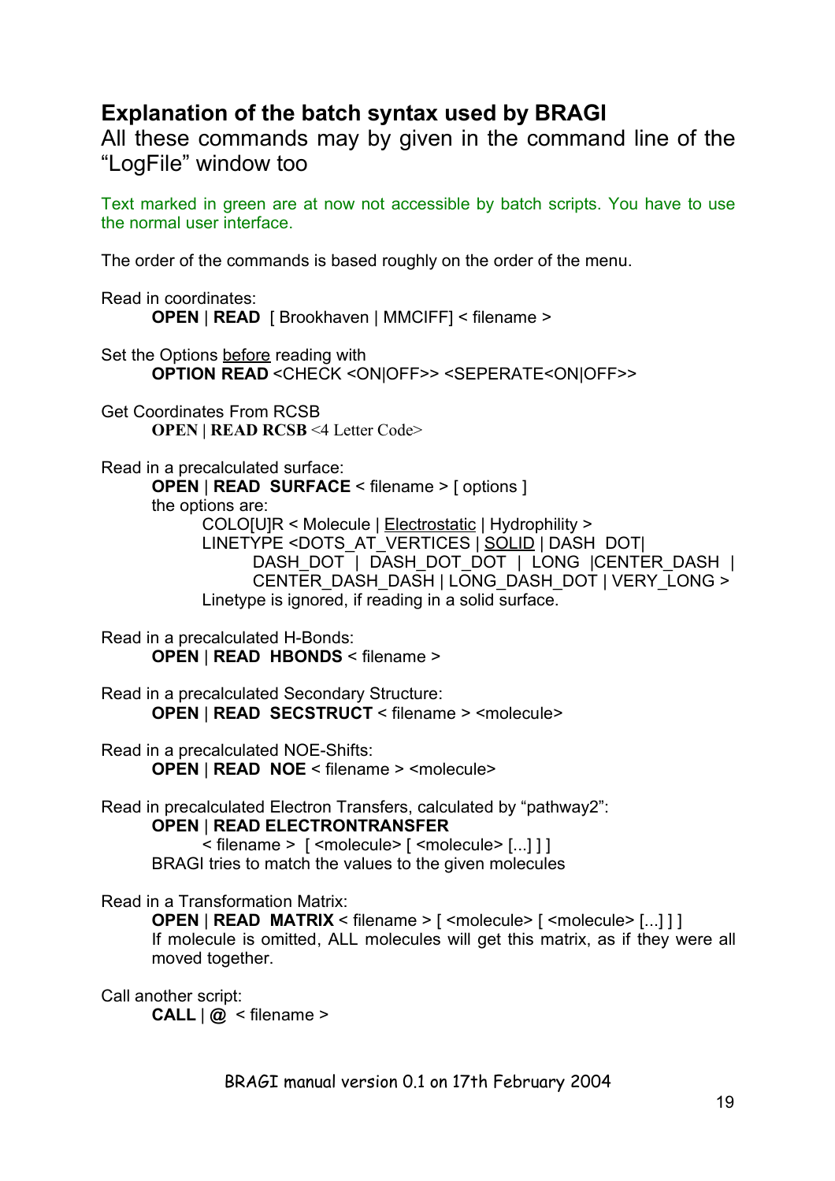## Explanation of the batch syntax used by BRAGI

All these commands may by given in the command line of the "LogFile" window too

Text marked in green are at now not accessible by batch scripts. You have to use the normal user interface.

The order of the commands is based roughly on the order of the menu.

Read in coordinates:

**OPEN** | **READ** [ Brookhaven | MMCIFF] < filename >

Set the Options <u>before</u> reading with

**OPTION READ** <CHECK <ON|OFF>> <SEPERATE<ON|OFF>>

Get Coordinates From RCSB

**OPEN** | **READ RCSB** <4 Letter Code>

Read in a precalculated surface:

**OPEN** | **READ SURFACE** < filename > [ options ]

the options are:

COLO[U]R < Molecule | <u>Electrostatic</u> | Hydrophility >

LINETYPE <DOTS_AT_VERTICES | <u>SOLID</u> | DASH DOT| DASH_DOT | DASH_DOT_DOT | LONG |CENTER_DASH | CENTER_DASH_DASH | LONG_DASH_DOT | VERY_LONG >

Linetype is ignored, if reading in a solid surface.

Read in a precalculated H-Bonds:

**OPEN** | **READ HBONDS** < filename >

Read in a precalculated Secondary Structure:

**OPEN** | **READ SECSTRUCT** < filename > <molecule>

Read in a precalculated NOE-Shifts:

**OPEN** | **READ NOE** < filename > <molecule>

Read in precalculated Electron Transfers, calculated by "pathway2":

**OPEN** | **READ ELECTRONTRANSFER**

< filename > [ <molecule> [ <molecule> [...] ] ]

BRAGI tries to match the values to the given molecules

Read in a Transformation Matrix:

**OPEN** | **READ MATRIX** < filename > [ <molecule> [ <molecule> [...] ] ]

If molecule is omitted, ALL molecules will get this matrix, as if they were all moved together.

Call another script:

**CALL** | **@** < filename >

BRAGI manual version 0.1 on 17th February 2004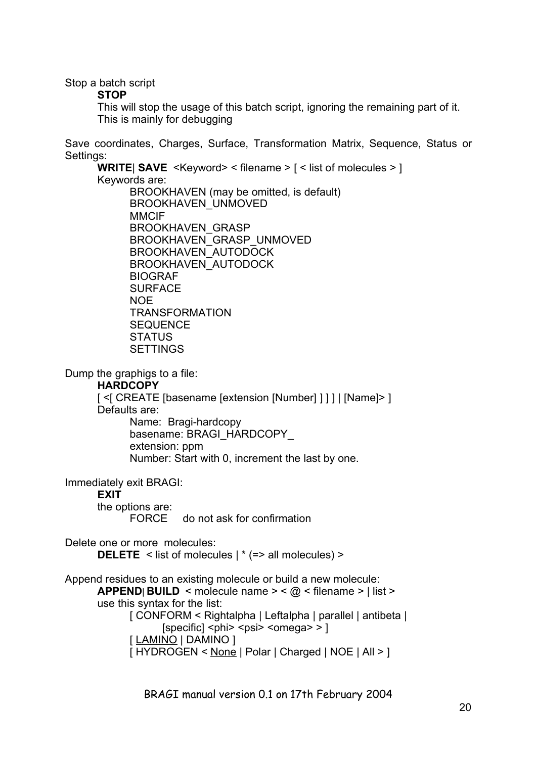Stop a batch script

**STOP**

This will stop the usage of this batch script, ignoring the remaining part of it. This is mainly for debugging

Save coordinates, Charges, Surface, Transformation Matrix, Sequence, Status or Settings:

**WRITE**| **SAVE** <Keyword> < filename > [ < list of molecules > ]

Keywords are:

- BROOKHAVEN (may be omitted, is default)
- BROOKHAVEN_UNMOVED
- MMCIF
- BROOKHAVEN_GRASP
- BROOKHAVEN_GRASP_UNMOVED
- BROOKHAVEN_AUTODOCK
- BROOKHAVEN_AUTODOCK
- BIOGRAF
- SURFACE
- NOE
- TRANSFORMATION
- SEQUENCE
- STATUS
- SETTINGS

Dump the graphigs to a file:

**HARDCOPY**

[ <[ CREATE [basename [extension [Number] ] ] ] | [Name]> ]

Defaults are:

- Name: Bragi-hardcopy
- basename: BRAGI_HARDCOPY_
- extension: ppm
- Number: Start with 0, increment the last by one.

Immediately exit BRAGI:

**EXIT**

the options are:

- FORCE do not ask for confirmation

Delete one or more molecules:

**DELETE** < list of molecules | * (=> all molecules) >

Append residues to an existing molecule or build a new molecule:

**APPEND**| **BUILD** < molecule name > < @ < filename > | list >

use this syntax for the list:

[ CONFORM < Rightalpha | Leftalpha | parallel | antibeta | [specific] <phi> <psi> <omega> > ]

[ <u>LAMINO</u> | DAMINO ]

[ HYDROGEN < <u>None</u> | Polar | Charged | NOE | All > ]

BRAGI manual version 0.1 on 17th February 2004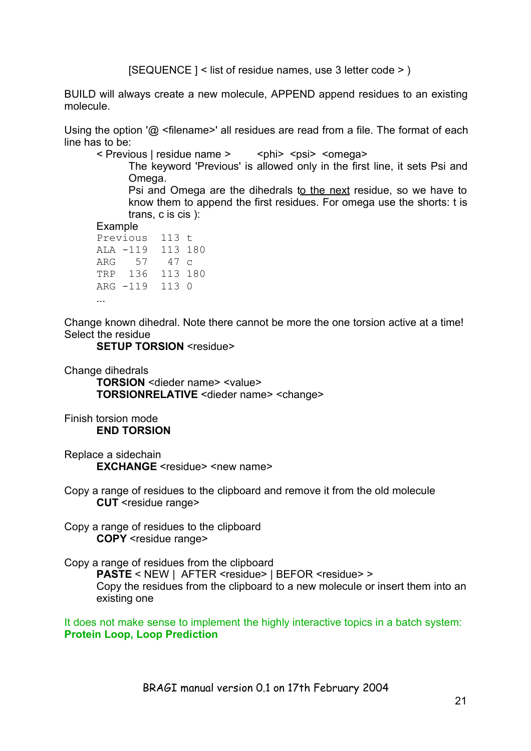[SEQUENCE ] < list of residue names, use 3 letter code > )

BUILD will always create a new molecule, APPEND append residues to an existing molecule.

Using the option '@ <filename>' all residues are read from a file. The format of each line has to be:

< Previous | residue name > <phi> <psi> <omega>

The keyword 'Previous' is allowed only in the first line, it sets Psi and Omega.

Psi and Omega are the dihedrals to the next residue, so we have to know them to append the first residues. For omega use the shorts: t is trans, c is cis ):

Example

```
Previous  113 t
ALA -119  113 180
ARG   57   47 c
TRP  136  113 180
ARG -119  113 0
...
```

Change known dihedral. Note there cannot be more the one torsion active at a time!
Select the residue

**SETUP TORSION** <residue>

Change dihedrals

**TORSION** <dieder name> <value>
**TORSIONRELATIVE** <dieder name> <change>

Finish torsion mode

**END TORSION**

Replace a sidechain

**EXCHANGE** <residue> <new name>

Copy a range of residues to the clipboard and remove it from the old molecule

**CUT** <residue range>

Copy a range of residues to the clipboard

**COPY** <residue range>

Copy a range of residues from the clipboard

**PASTE** < NEW | AFTER <residue> | BEFOR <residue> >
Copy the residues from the clipboard to a new molecule or insert them into an existing one

It does not make sense to implement the highly interactive topics in a batch system:
**Protein Loop, Loop Prediction**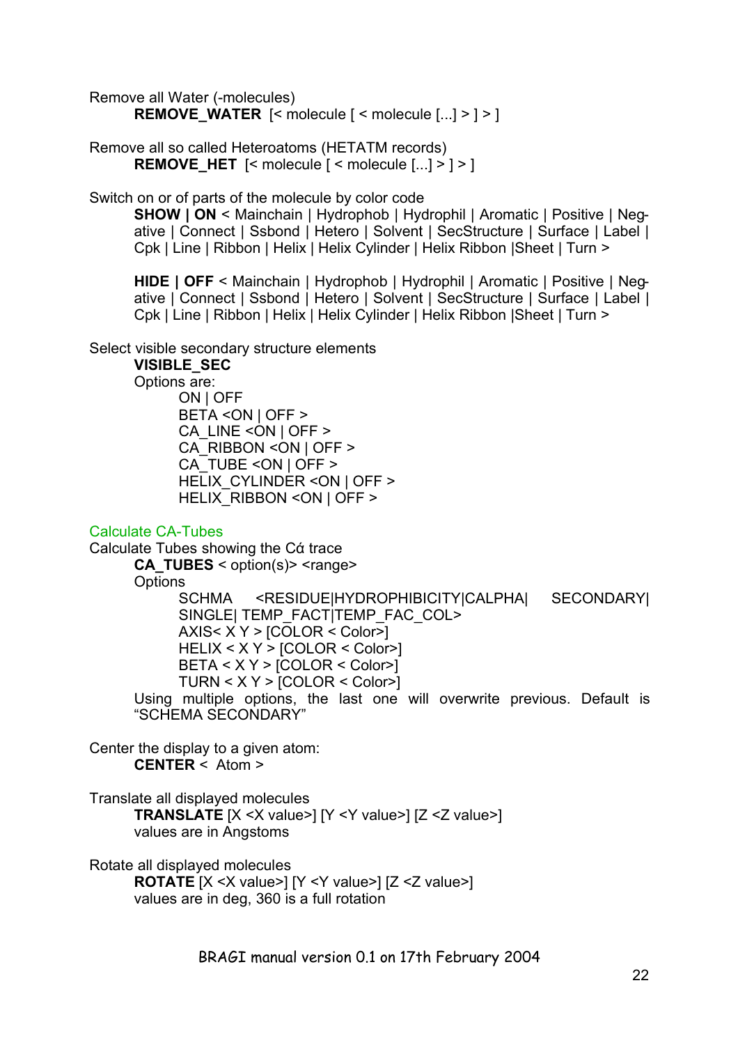Remove all Water (-molecules)

**REMOVE_WATER** [< molecule [ < molecule [...] > ] > ]

Remove all so called Heteroatoms (HETATM records)

**REMOVE_HET** [< molecule [ < molecule [...] > ] > ]

Switch on or of parts of the molecule by color code

**SHOW | ON** < Mainchain | Hydrophob | Hydrophil | Aromatic | Positive | Negative | Connect | Ssbond | Hetero | Solvent | SecStructure | Surface | Label | Cpk | Line | Ribbon | Helix | Helix Cylinder | Helix Ribbon |Sheet | Turn >

**HIDE | OFF** < Mainchain | Hydrophob | Hydrophil | Aromatic | Positive | Negative | Connect | Ssbond | Hetero | Solvent | SecStructure | Surface | Label | Cpk | Line | Ribbon | Helix | Helix Cylinder | Helix Ribbon |Sheet | Turn >

Select visible secondary structure elements

**VISIBLE_SEC**

Options are:

ON | OFF
BETA <ON | OFF >
CA_LINE <ON | OFF >
CA_RIBBON <ON | OFF >
CA_TUBE <ON | OFF >
HELIX_CYLINDER <ON | OFF >
HELIX_RIBBON <ON | OFF >

## Calculate CA-Tubes

Calculate Tubes showing the Cά trace

**CA_TUBES** < option(s)> <range>

Options

SCHMA <RESIDUE|HYDROPHIBICITY|CALPHA| SECONDARY| SINGLE| TEMP_FACT|TEMP_FAC_COL>
AXIS< X Y > [COLOR < Color>]
HELIX < X Y > [COLOR < Color>]
BETA < X Y > [COLOR < Color>]
TURN < X Y > [COLOR < Color>]

Using multiple options, the last one will overwrite previous. Default is "SCHEMA SECONDARY"

Center the display to a given atom:

**CENTER** < Atom >

Translate all displayed molecules

**TRANSLATE** [X <X value>] [Y <Y value>] [Z <Z value>]

values are in Angstoms

Rotate all displayed molecules

**ROTATE** [X <X value>] [Y <Y value>] [Z <Z value>]

values are in deg, 360 is a full rotation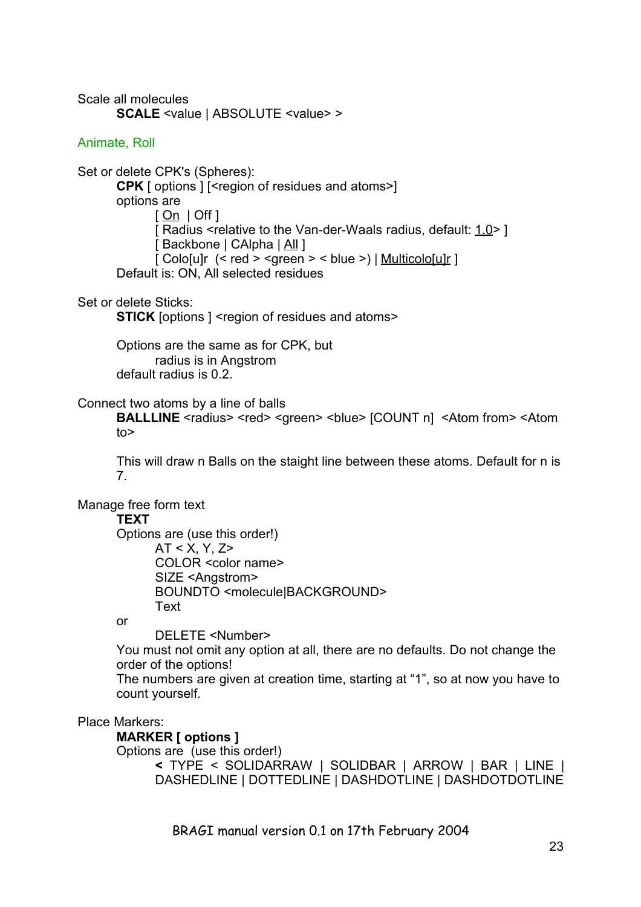Scale all molecules

**SCALE** <value | ABSOLUTE <value> >

Animate, Roll

Set or delete CPK's (Spheres):

**CPK** [ options ] [<region of residues and atoms>]

options are

[ On | Off ]

[ Radius <relative to the Van-der-Waals radius, default: 1.0> ]

[ Backbone | CAlpha | All ]

[ Colo[u]r (< red > <green > < blue >) | Multicolo[u]r ]

Default is: ON, All selected residues

Set or delete Sticks:

**STICK** [options ] <region of residues and atoms>

Options are the same as for CPK, but

radius is in Angstrom

default radius is 0.2.

Connect two atoms by a line of balls

**BALLLINE** <radius> <red> <green> <blue> [COUNT n] <Atom from> <Atom to>

This will draw n Balls on the staight line between these atoms. Default for n is 7.

Manage free form text

**TEXT**

Options are (use this order!)

AT < X, Y, Z>

COLOR <color name>

SIZE <Angstrom>

BOUNDTO <molecule|BACKGROUND>

Text

or

DELETE <Number>

You must not omit any option at all, there are no defaults. Do not change the order of the options!

The numbers are given at creation time, starting at "1", so at now you have to count yourself.

Place Markers:

**MARKER [ options ]**

Options are (use this order!)

**<** TYPE < SOLIDARRAW | SOLIDBAR | ARROW | BAR | LINE | DASHEDLINE | DOTTEDLINE | DASHDOTLINE | DASHDOTDOTLINE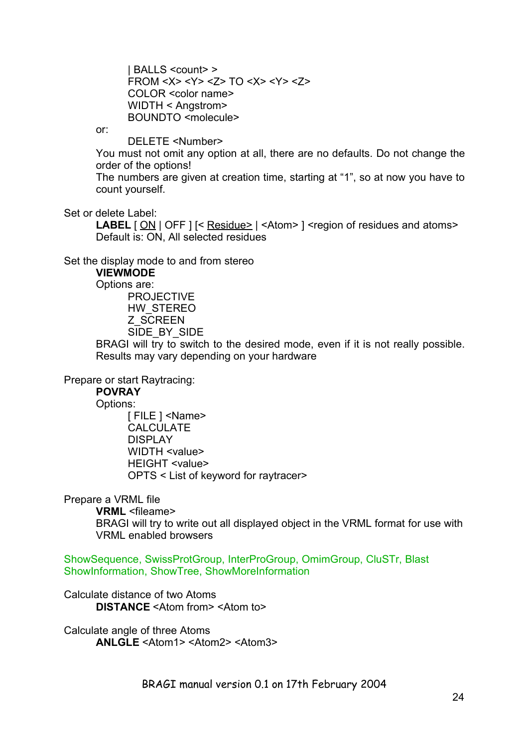| BALLS <count> >
FROM <X> <Y> <Z> TO <X> <Y> <Z>
COLOR <color name>
WIDTH < Angstrom>
BOUNDTO <molecule>

or:

DELETE <Number>

You must not omit any option at all, there are no defaults. Do not change the order of the options!
The numbers are given at creation time, starting at "1", so at now you have to count yourself.

Set or delete Label:

**LABEL** [ <u>ON</u> | OFF ] [< <u>Residue></u> | <Atom> ] <region of residues and atoms>
Default is: ON, All selected residues

Set the display mode to and from stereo

**VIEWMODE**
Options are:

PROJECTIVE
HW_STEREO
Z_SCREEN
SIDE_BY_SIDE

BRAGI will try to switch to the desired mode, even if it is not really possible. Results may vary depending on your hardware

Prepare or start Raytracing:

**POVRAY**
Options:

[ FILE ] <Name>
CALCULATE
DISPLAY
WIDTH <value>
HEIGHT <value>
OPTS < List of keyword for raytracer>

Prepare a VRML file

**VRML** <fileame>
BRAGI will try to write out all displayed object in the VRML format for use with VRML enabled browsers

ShowSequence, SwissProtGroup, InterProGroup, OmimGroup, CluSTr, Blast
ShowInformation, ShowTree, ShowMoreInformation

Calculate distance of two Atoms

**DISTANCE** <Atom from> <Atom to>

Calculate angle of three Atoms

**ANLGLE** <Atom1> <Atom2> <Atom3>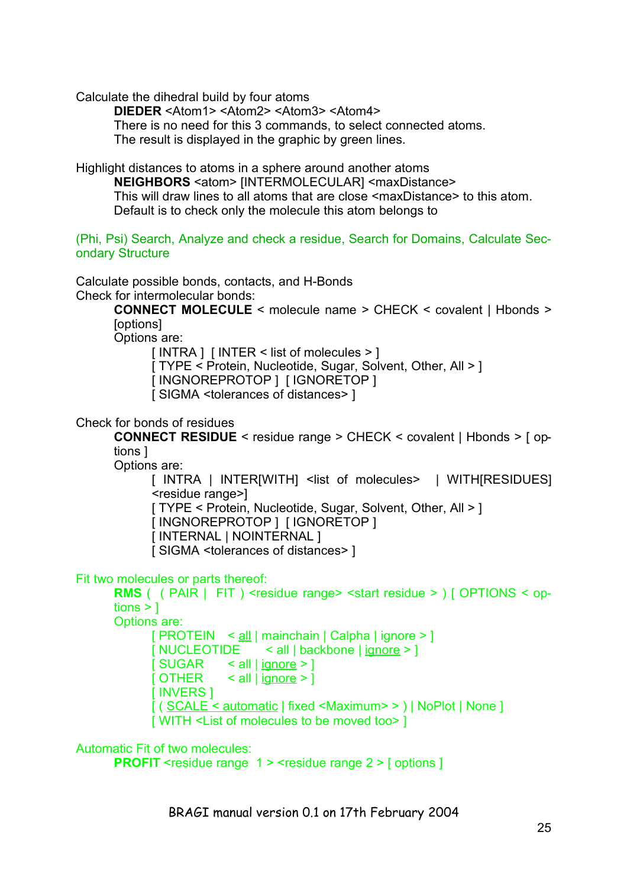Calculate the dihedral build by four atoms

**DIEDER** <Atom1> <Atom2> <Atom3> <Atom4>
There is no need for this 3 commands, to select connected atoms.
The result is displayed in the graphic by green lines.

Highlight distances to atoms in a sphere around another atoms

**NEIGHBORS** <atom> [INTERMOLECULAR] <maxDistance>
This will draw lines to all atoms that are close <maxDistance> to this atom.
Default is to check only the molecule this atom belongs to

(Phi, Psi) Search, Analyze and check a residue, Search for Domains, Calculate Secondary Structure

Calculate possible bonds, contacts, and H-Bonds
Check for intermolecular bonds:

**CONNECT MOLECULE** < molecule name > CHECK < covalent | Hbonds > [options]
Options are:

[ INTRA ] [ INTER < list of molecules > ]
[ TYPE < Protein, Nucleotide, Sugar, Solvent, Other, All > ]
[ INGNOREPROTOP ] [ IGNORETOP ]
[ SIGMA <tolerances of distances> ]

Check for bonds of residues

**CONNECT RESIDUE** < residue range > CHECK < covalent | Hbonds > [ options ]
Options are:

[ INTRA | INTER[WITH] <list of molecules> | WITH[RESIDUES] <residue range>]
[ TYPE < Protein, Nucleotide, Sugar, Solvent, Other, All > ]
[ INGNOREPROTOP ] [ IGNORETOP ]
[ INTERNAL | NOINTERNAL ]
[ SIGMA <tolerances of distances> ]

Fit two molecules or parts thereof:

**RMS** ( ( PAIR | FIT ) <residue range> <start residue > ) [ OPTIONS < options > ]
Options are:

[ PROTEIN < <u>all</u> | mainchain | Calpha | ignore > ]
[ NUCLEOTIDE < all | backbone | <u>ignore</u> > ]
[ SUGAR < all | <u>ignore</u> > ]
[ OTHER < all | <u>ignore</u> > ]
[ INVERS ]
[ ( <u>SCALE < automatic</u> | fixed <Maximum> > ) | NoPlot | None ]
[ WITH <List of molecules to be moved too> ]

Automatic Fit of two molecules:

**PROFIT** <residue range 1 > <residue range 2 > [ options ]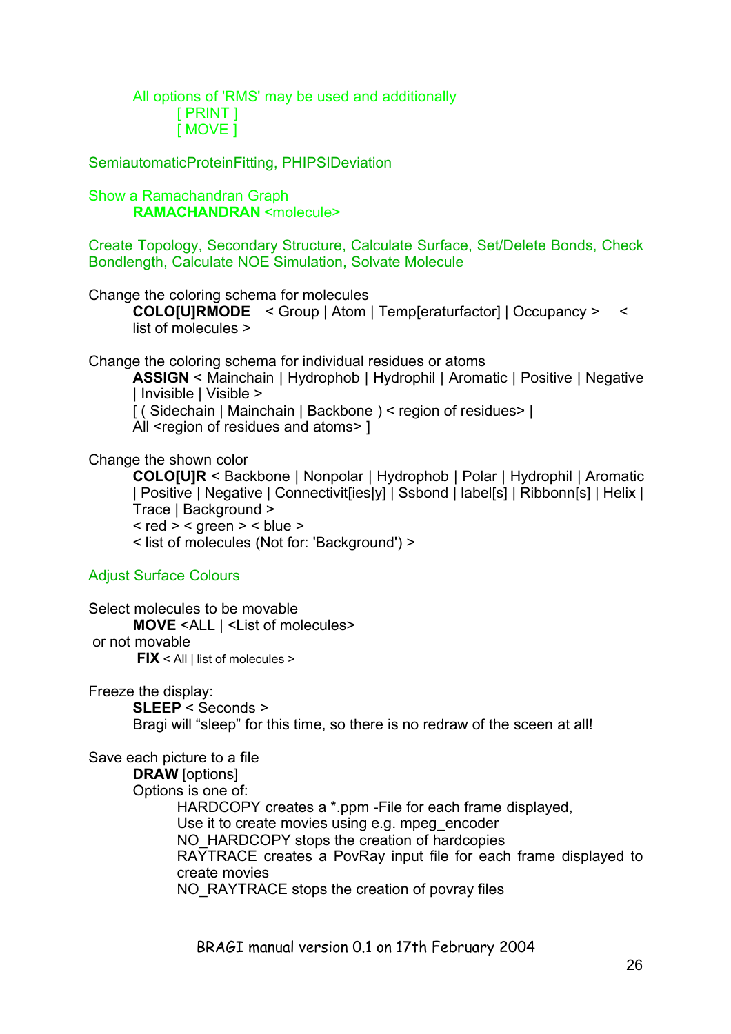All options of 'RMS' may be used and additionally
[ PRINT ]
[ MOVE ]

SemiautomaticProteinFitting, PHIPSIDeviation

Show a Ramachandran Graph
**RAMACHANDRAN** <molecule>

Create Topology, Secondary Structure, Calculate Surface, Set/Delete Bonds, Check Bondlength, Calculate NOE Simulation, Solvate Molecule

Change the coloring schema for molecules
**COLO[U]RMODE** < Group | Atom | Temp[eraturfactor] | Occupancy > < list of molecules >

Change the coloring schema for individual residues or atoms
**ASSIGN** < Mainchain | Hydrophob | Hydrophil | Aromatic | Positive | Negative | Invisible | Visible >
[ ( Sidechain | Mainchain | Backbone ) < region of residues> |
All <region of residues and atoms> ]

Change the shown color
**COLO[U]R** < Backbone | Nonpolar | Hydrophob | Polar | Hydrophil | Aromatic | Positive | Negative | Connectivit[ies|y] | Ssbond | label[s] | Ribbonn[s] | Helix | Trace | Background >
< red > < green > < blue >
< list of molecules (Not for: 'Background') >

Adjust Surface Colours

Select molecules to be movable
**MOVE** <ALL | <List of molecules>
or not movable
**FIX** < All | list of molecules >

Freeze the display:
**SLEEP** < Seconds >
Bragi will "sleep" for this time, so there is no redraw of the sceen at all!

Save each picture to a file
**DRAW** [options]
Options is one of:
HARDCOPY creates a *.ppm -File for each frame displayed, Use it to create movies using e.g. mpeg_encoder
NO_HARDCOPY stops the creation of hardcopies
RAYTRACE creates a PovRay input file for each frame displayed to create movies
NO_RAYTRACE stops the creation of povray files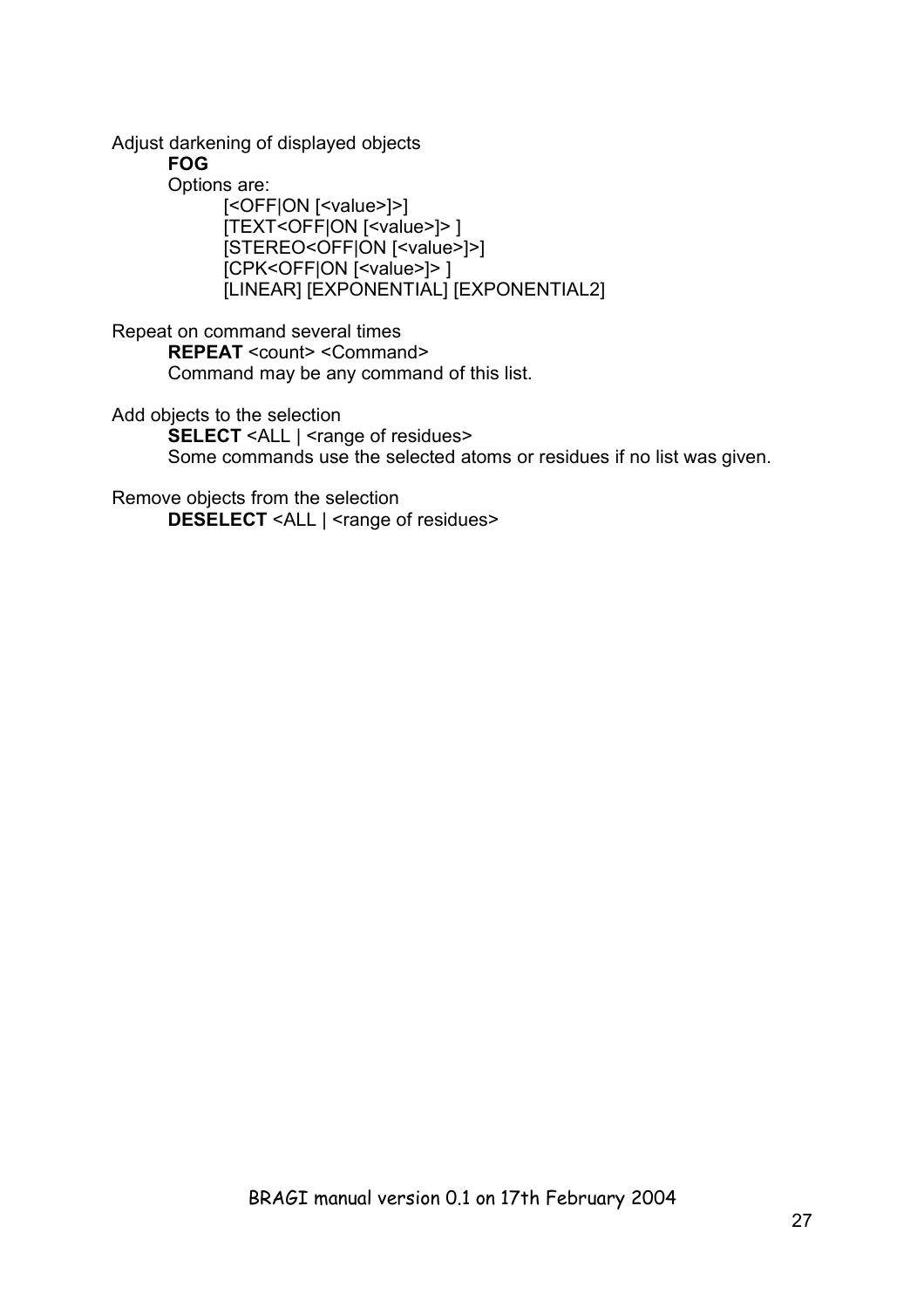Adjust darkening of displayed objects

**FOG**

Options are:

[<OFF|ON [<value>]>]
[TEXT<OFF|ON [<value>]> ]
[STEREO<OFF|ON [<value>]>]
[CPK<OFF|ON [<value>]> ]
[LINEAR] [EXPONENTIAL] [EXPONENTIAL2]

Repeat on command several times

**REPEAT** <count> <Command>

Command may be any command of this list.

Add objects to the selection

**SELECT** <ALL | <range of residues>

Some commands use the selected atoms or residues if no list was given.

Remove objects from the selection

**DESELECT** <ALL | <range of residues>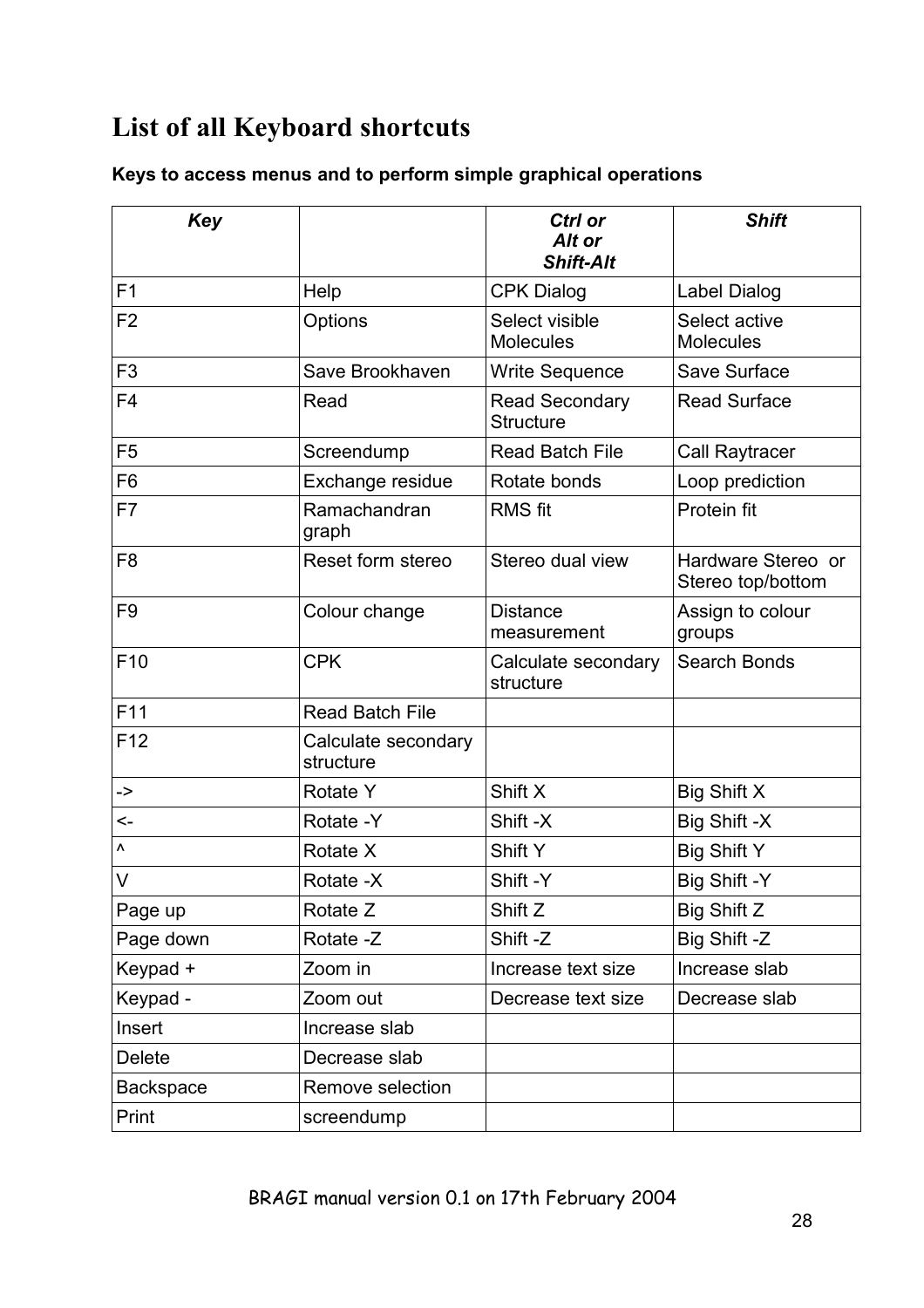# List of all Keyboard shortcuts

**Keys to access menus and to perform simple graphical operations**

| ***Key*** | | ***Ctrl or Alt or Shift-Alt*** | ***Shift*** |
|---|---|---|---|
| F1 | Help | CPK Dialog | Label Dialog |
| F2 | Options | Select visible Molecules | Select active Molecules |
| F3 | Save Brookhaven | Write Sequence | Save Surface |
| F4 | Read | Read Secondary Structure | Read Surface |
| F5 | Screendump | Read Batch File | Call Raytracer |
| F6 | Exchange residue | Rotate bonds | Loop prediction |
| F7 | Ramachandran graph | RMS fit | Protein fit |
| F8 | Reset form stereo | Stereo dual view | Hardware Stereo or Stereo top/bottom |
| F9 | Colour change | Distance measurement | Assign to colour groups |
| F10 | CPK | Calculate secondary structure | Search Bonds |
| F11 | Read Batch File | | |
| F12 | Calculate secondary structure | | |
| -> | Rotate Y | Shift X | Big Shift X |
| <- | Rotate -Y | Shift -X | Big Shift -X |
| ^ | Rotate X | Shift Y | Big Shift Y |
| V | Rotate -X | Shift -Y | Big Shift -Y |
| Page up | Rotate Z | Shift Z | Big Shift Z |
| Page down | Rotate -Z | Shift -Z | Big Shift -Z |
| Keypad + | Zoom in | Increase text size | Increase slab |
| Keypad - | Zoom out | Decrease text size | Decrease slab |
| Insert | Increase slab | | |
| Delete | Decrease slab | | |
| Backspace | Remove selection | | |
| Print | screendump | | |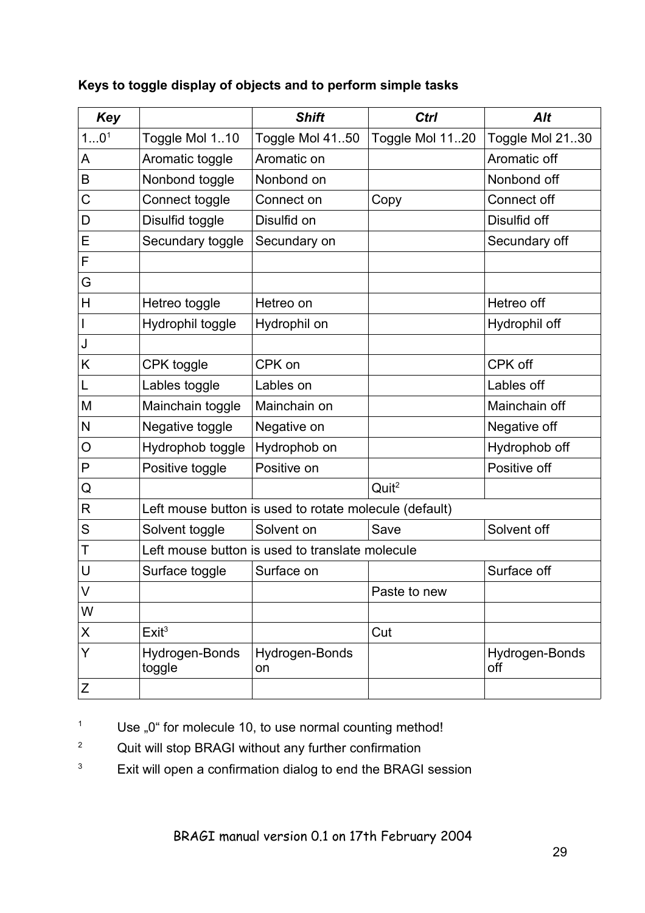**Keys to toggle display of objects and to perform simple tasks**

| *Key* | | *Shift* | *Ctrl* | *Alt* |
|---|---|---|---|---|
| 1...0[1] | Toggle Mol 1..10 | Toggle Mol 41..50 | Toggle Mol 11..20 | Toggle Mol 21..30 |
| A | Aromatic toggle | Aromatic on | | Aromatic off |
| B | Nonbond toggle | Nonbond on | | Nonbond off |
| C | Connect toggle | Connect on | Copy | Connect off |
| D | Disulfid toggle | Disulfid on | | Disulfid off |
| E | Secundary toggle | Secundary on | | Secundary off |
| F | | | | |
| G | | | | |
| H | Hetreo toggle | Hetreo on | | Hetreo off |
| I | Hydrophil toggle | Hydrophil on | | Hydrophil off |
| J | | | | |
| K | CPK toggle | CPK on | | CPK off |
| L | Lables toggle | Lables on | | Lables off |
| M | Mainchain toggle | Mainchain on | | Mainchain off |
| N | Negative toggle | Negative on | | Negative off |
| O | Hydrophob toggle | Hydrophob on | | Hydrophob off |
| P | Positive toggle | Positive on | | Positive off |
| Q | | | Quit[2] | |
| R | Left mouse button is used to rotate molecule (default) | | | |
| S | Solvent toggle | Solvent on | Save | Solvent off |
| T | Left mouse button is used to translate molecule | | | |
| U | Surface toggle | Surface on | | Surface off |
| V | | | Paste to new | |
| W | | | | |
| X | Exit[3] | | Cut | |
| Y | Hydrogen-Bonds toggle | Hydrogen-Bonds on | | Hydrogen-Bonds off |
| Z | | | | |

[1] Use „0“ for molecule 10, to use normal counting method!

[2] Quit will stop BRAGI without any further confirmation

[3] Exit will open a confirmation dialog to end the BRAGI session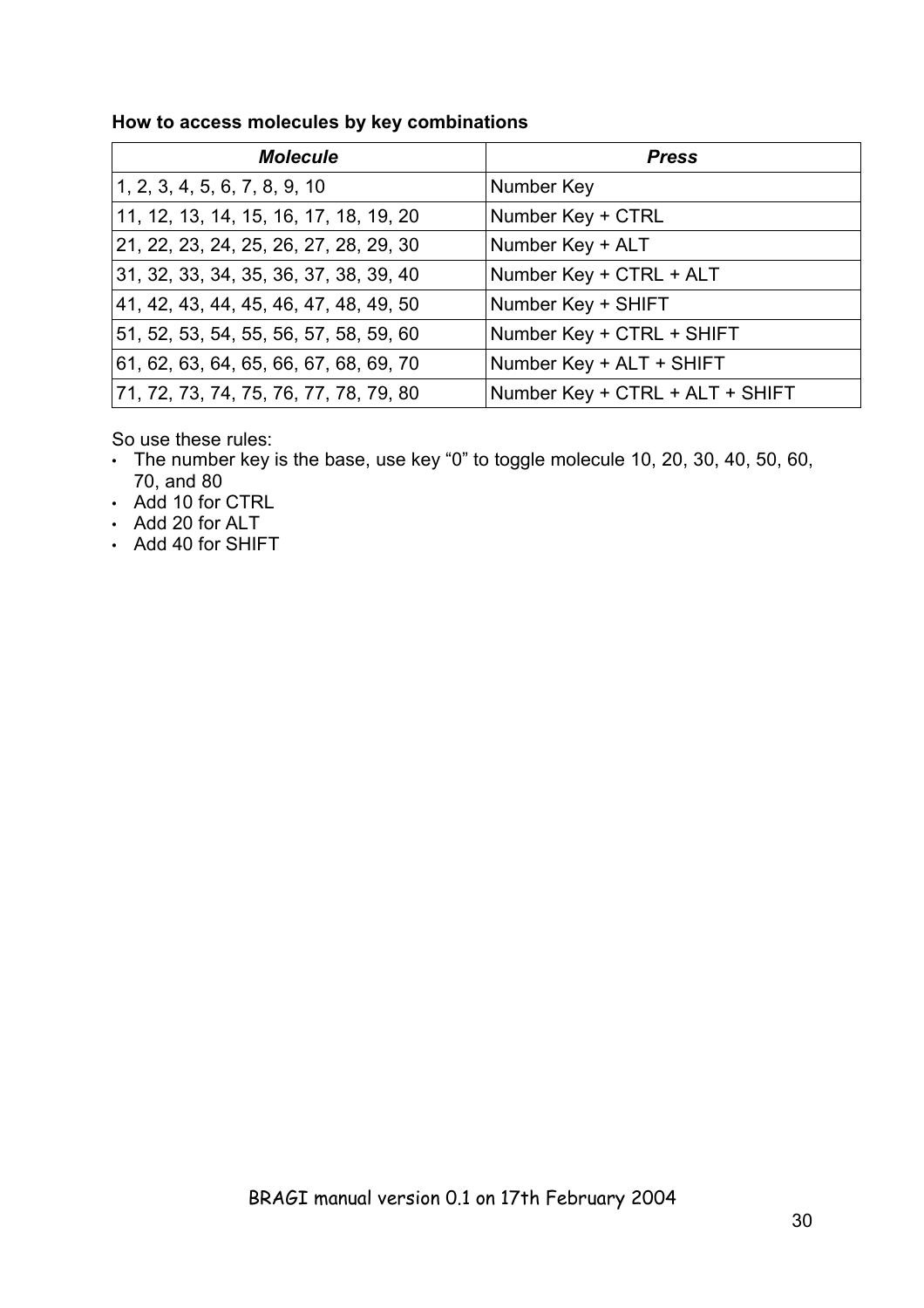**How to access molecules by key combinations**

| *Molecule* | *Press* |
|---|---|
| 1, 2, 3, 4, 5, 6, 7, 8, 9, 10 | Number Key |
| 11, 12, 13, 14, 15, 16, 17, 18, 19, 20 | Number Key + CTRL |
| 21, 22, 23, 24, 25, 26, 27, 28, 29, 30 | Number Key + ALT |
| 31, 32, 33, 34, 35, 36, 37, 38, 39, 40 | Number Key + CTRL + ALT |
| 41, 42, 43, 44, 45, 46, 47, 48, 49, 50 | Number Key + SHIFT |
| 51, 52, 53, 54, 55, 56, 57, 58, 59, 60 | Number Key + CTRL + SHIFT |
| 61, 62, 63, 64, 65, 66, 67, 68, 69, 70 | Number Key + ALT + SHIFT |
| 71, 72, 73, 74, 75, 76, 77, 78, 79, 80 | Number Key + CTRL + ALT + SHIFT |

So use these rules:

- The number key is the base, use key “0” to toggle molecule 10, 20, 30, 40, 50, 60, 70, and 80
- Add 10 for CTRL
- Add 20 for ALT
- Add 40 for SHIFT